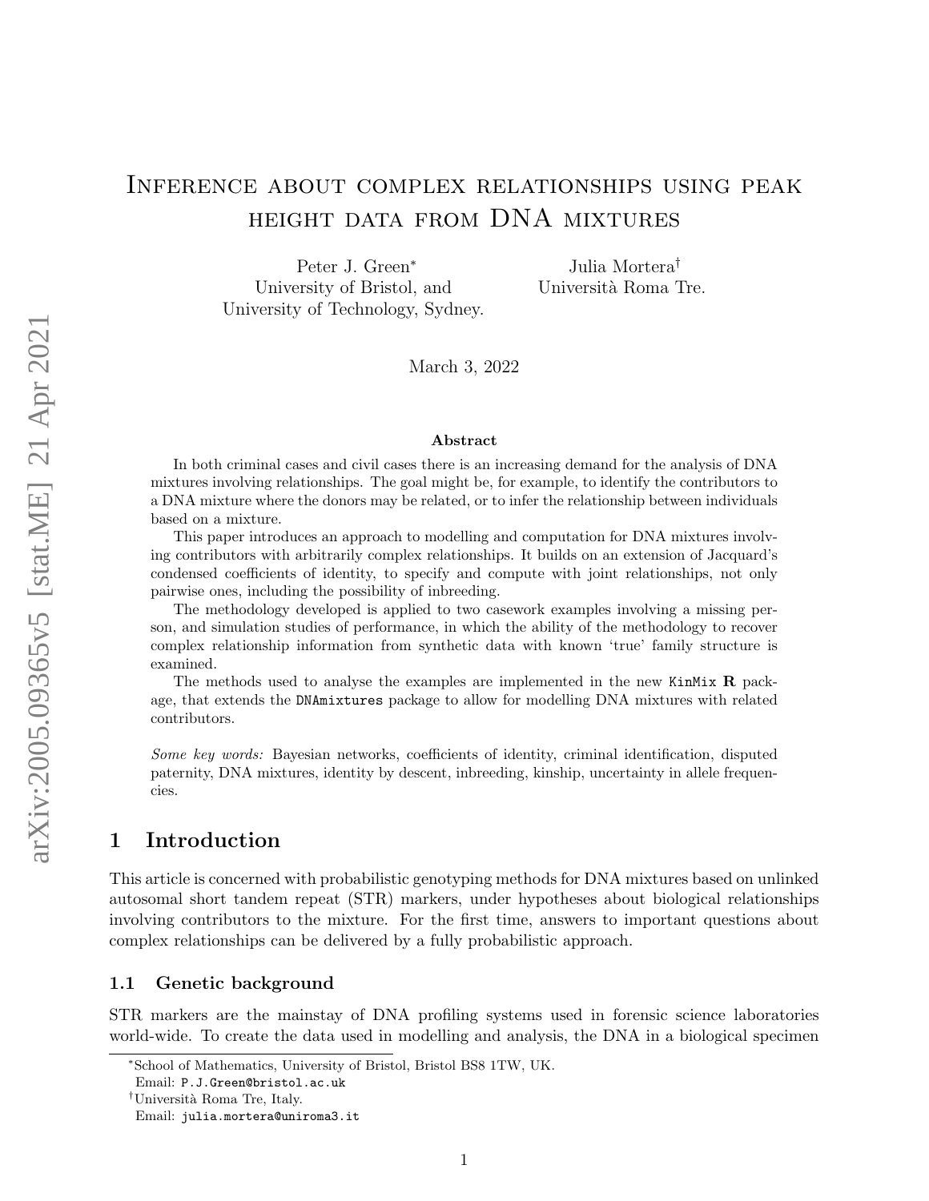# Inference about complex relationships using peak height data from DNA mixtures

Peter J. Green[*]
University of Bristol, and
University of Technology, Sydney.

Julia Mortera[†]
Università Roma Tre.

March 3, 2022

### Abstract

In both criminal cases and civil cases there is an increasing demand for the analysis of DNA mixtures involving relationships. The goal might be, for example, to identify the contributors to a DNA mixture where the donors may be related, or to infer the relationship between individuals based on a mixture.

This paper introduces an approach to modelling and computation for DNA mixtures involving contributors with arbitrarily complex relationships. It builds on an extension of Jacquard's condensed coefficients of identity, to specify and compute with joint relationships, not only pairwise ones, including the possibility of inbreeding.

The methodology developed is applied to two casework examples involving a missing person, and simulation studies of performance, in which the ability of the methodology to recover complex relationship information from synthetic data with known 'true' family structure is examined.

The methods used to analyse the examples are implemented in the new `KinMix` **R** package, that extends the `DNAmixtures` package to allow for modelling DNA mixtures with related contributors.

*Some key words:* Bayesian networks, coefficients of identity, criminal identification, disputed paternity, DNA mixtures, identity by descent, inbreeding, kinship, uncertainty in allele frequencies.

## 1 Introduction

This article is concerned with probabilistic genotyping methods for DNA mixtures based on unlinked autosomal short tandem repeat (STR) markers, under hypotheses about biological relationships involving contributors to the mixture. For the first time, answers to important questions about complex relationships can be delivered by a fully probabilistic approach.

### 1.1 Genetic background

STR markers are the mainstay of DNA profiling systems used in forensic science laboratories world-wide. To create the data used in modelling and analysis, the DNA in a biological specimen

---

[*]School of Mathematics, University of Bristol, Bristol BS8 1TW, UK.
Email: `P.J.Green@bristol.ac.uk`

[†]Università Roma Tre, Italy.
Email: `julia.mortera@uniroma3.it`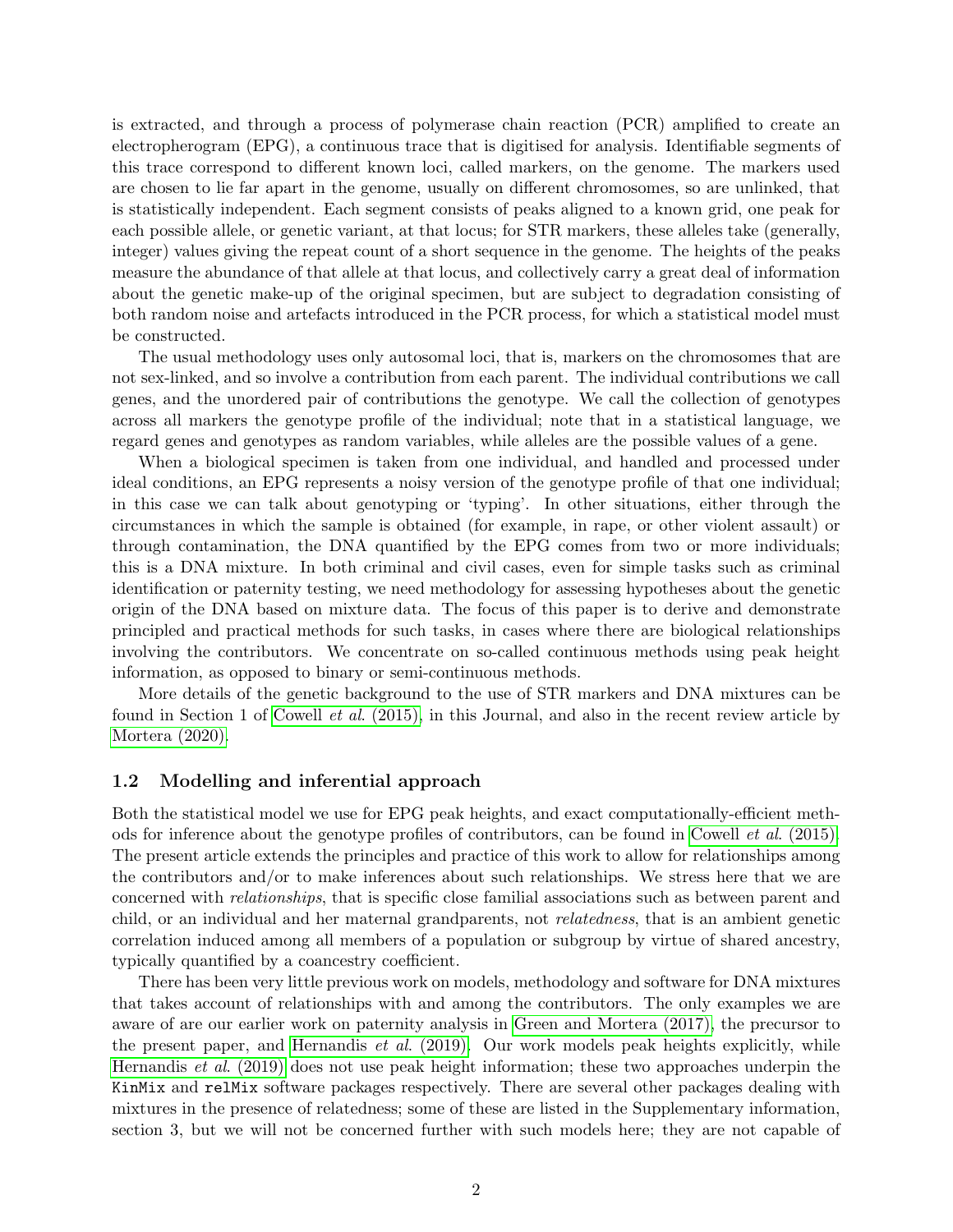is extracted, and through a process of polymerase chain reaction (PCR) amplified to create an electropherogram (EPG), a continuous trace that is digitised for analysis. Identifiable segments of this trace correspond to different known loci, called markers, on the genome. The markers used are chosen to lie far apart in the genome, usually on different chromosomes, so are unlinked, that is statistically independent. Each segment consists of peaks aligned to a known grid, one peak for each possible allele, or genetic variant, at that locus; for STR markers, these alleles take (generally, integer) values giving the repeat count of a short sequence in the genome. The heights of the peaks measure the abundance of that allele at that locus, and collectively carry a great deal of information about the genetic make-up of the original specimen, but are subject to degradation consisting of both random noise and artefacts introduced in the PCR process, for which a statistical model must be constructed.

The usual methodology uses only autosomal loci, that is, markers on the chromosomes that are not sex-linked, and so involve a contribution from each parent. The individual contributions we call genes, and the unordered pair of contributions the genotype. We call the collection of genotypes across all markers the genotype profile of the individual; note that in a statistical language, we regard genes and genotypes as random variables, while alleles are the possible values of a gene.

When a biological specimen is taken from one individual, and handled and processed under ideal conditions, an EPG represents a noisy version of the genotype profile of that one individual; in this case we can talk about genotyping or 'typing'. In other situations, either through the circumstances in which the sample is obtained (for example, in rape, or other violent assault) or through contamination, the DNA quantified by the EPG comes from two or more individuals; this is a DNA mixture. In both criminal and civil cases, even for simple tasks such as criminal identification or paternity testing, we need methodology for assessing hypotheses about the genetic origin of the DNA based on mixture data. The focus of this paper is to derive and demonstrate principled and practical methods for such tasks, in cases where there are biological relationships involving the contributors. We concentrate on so-called continuous methods using peak height information, as opposed to binary or semi-continuous methods.

More details of the genetic background to the use of STR markers and DNA mixtures can be found in Section 1 of Cowell *et al.* (2015), in this Journal, and also in the recent review article by Mortera (2020).

## 1.2 Modelling and inferential approach

Both the statistical model we use for EPG peak heights, and exact computationally-efficient methods for inference about the genotype profiles of contributors, can be found in Cowell *et al.* (2015). The present article extends the principles and practice of this work to allow for relationships among the contributors and/or to make inferences about such relationships. We stress here that we are concerned with *relationships*, that is specific close familial associations such as between parent and child, or an individual and her maternal grandparents, not *relatedness*, that is an ambient genetic correlation induced among all members of a population or subgroup by virtue of shared ancestry, typically quantified by a coancestry coefficient.

There has been very little previous work on models, methodology and software for DNA mixtures that takes account of relationships with and among the contributors. The only examples we are aware of are our earlier work on paternity analysis in Green and Mortera (2017), the precursor to the present paper, and Hernandis *et al.* (2019). Our work models peak heights explicitly, while Hernandis *et al.* (2019) does not use peak height information; these two approaches underpin the `KinMix` and `relMix` software packages respectively. There are several other packages dealing with mixtures in the presence of relatedness; some of these are listed in the Supplementary information, section 3, but we will not be concerned further with such models here; they are not capable of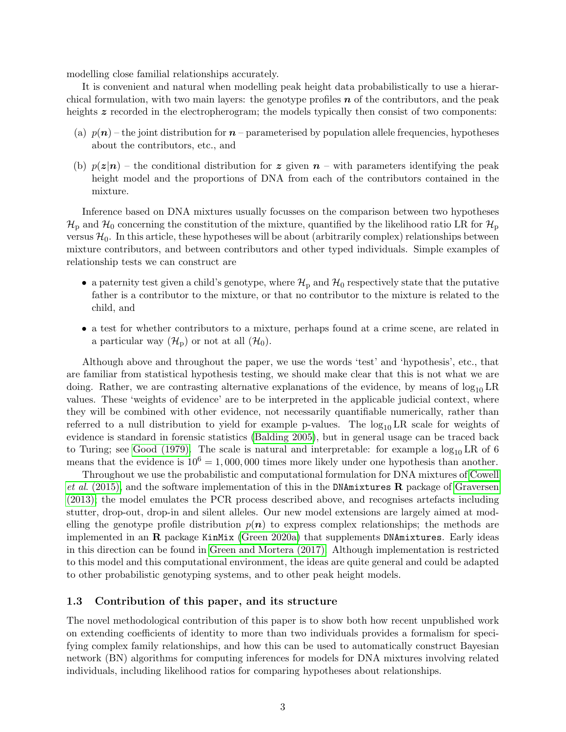modelling close familial relationships accurately.

It is convenient and natural when modelling peak height data probabilistically to use a hierarchical formulation, with two main layers: the genotype profiles $\boldsymbol{n}$ of the contributors, and the peak heights $\boldsymbol{z}$ recorded in the electropherogram; the models typically then consist of two components:

(a) $p(\boldsymbol{n})$ – the joint distribution for $\boldsymbol{n}$ – parameterised by population allele frequencies, hypotheses about the contributors, etc., and

(b) $p(\boldsymbol{z}|\boldsymbol{n})$ – the conditional distribution for $\boldsymbol{z}$ given $\boldsymbol{n}$ – with parameters identifying the peak height model and the proportions of DNA from each of the contributors contained in the mixture.

Inference based on DNA mixtures usually focusses on the comparison between two hypotheses $\mathcal{H}_\text{p}$ and $\mathcal{H}_0$ concerning the constitution of the mixture, quantified by the likelihood ratio LR for $\mathcal{H}_\text{p}$ versus $\mathcal{H}_0$. In this article, these hypotheses will be about (arbitrarily complex) relationships between mixture contributors, and between contributors and other typed individuals. Simple examples of relationship tests we can construct are

- a paternity test given a child's genotype, where $\mathcal{H}_\text{p}$ and $\mathcal{H}_0$ respectively state that the putative father is a contributor to the mixture, or that no contributor to the mixture is related to the child, and
- a test for whether contributors to a mixture, perhaps found at a crime scene, are related in a particular way ($\mathcal{H}_\text{p}$) or not at all ($\mathcal{H}_0$).

Although above and throughout the paper, we use the words 'test' and 'hypothesis', etc., that are familiar from statistical hypothesis testing, we should make clear that this is not what we are doing. Rather, we are contrasting alternative explanations of the evidence, by means of $\log_{10}\text{LR}$ values. These 'weights of evidence' are to be interpreted in the applicable judicial context, where they will be combined with other evidence, not necessarily quantifiable numerically, rather than referred to a null distribution to yield for example p-values. The $\log_{10}\text{LR}$ scale for weights of evidence is standard in forensic statistics (Balding 2005), but in general usage can be traced back to Turing; see Good (1979). The scale is natural and interpretable: for example a $\log_{10}\text{LR}$ of 6 means that the evidence is $10^6 = 1,000,000$ times more likely under one hypothesis than another.

Throughout we use the probabilistic and computational formulation for DNA mixtures of Cowell *et al.* (2015), and the software implementation of this in the `DNAmixtures` **R** package of Graversen (2013); the model emulates the PCR process described above, and recognises artefacts including stutter, drop-out, drop-in and silent alleles. Our new model extensions are largely aimed at modelling the genotype profile distribution $p(\boldsymbol{n})$ to express complex relationships; the methods are implemented in an **R** package `KinMix` (Green 2020a) that supplements `DNAmixtures`. Early ideas in this direction can be found in Green and Mortera (2017). Although implementation is restricted to this model and this computational environment, the ideas are quite general and could be adapted to other probabilistic genotyping systems, and to other peak height models.

### 1.3 Contribution of this paper, and its structure

The novel methodological contribution of this paper is to show both how recent unpublished work on extending coefficients of identity to more than two individuals provides a formalism for specifying complex family relationships, and how this can be used to automatically construct Bayesian network (BN) algorithms for computing inferences for models for DNA mixtures involving related individuals, including likelihood ratios for comparing hypotheses about relationships.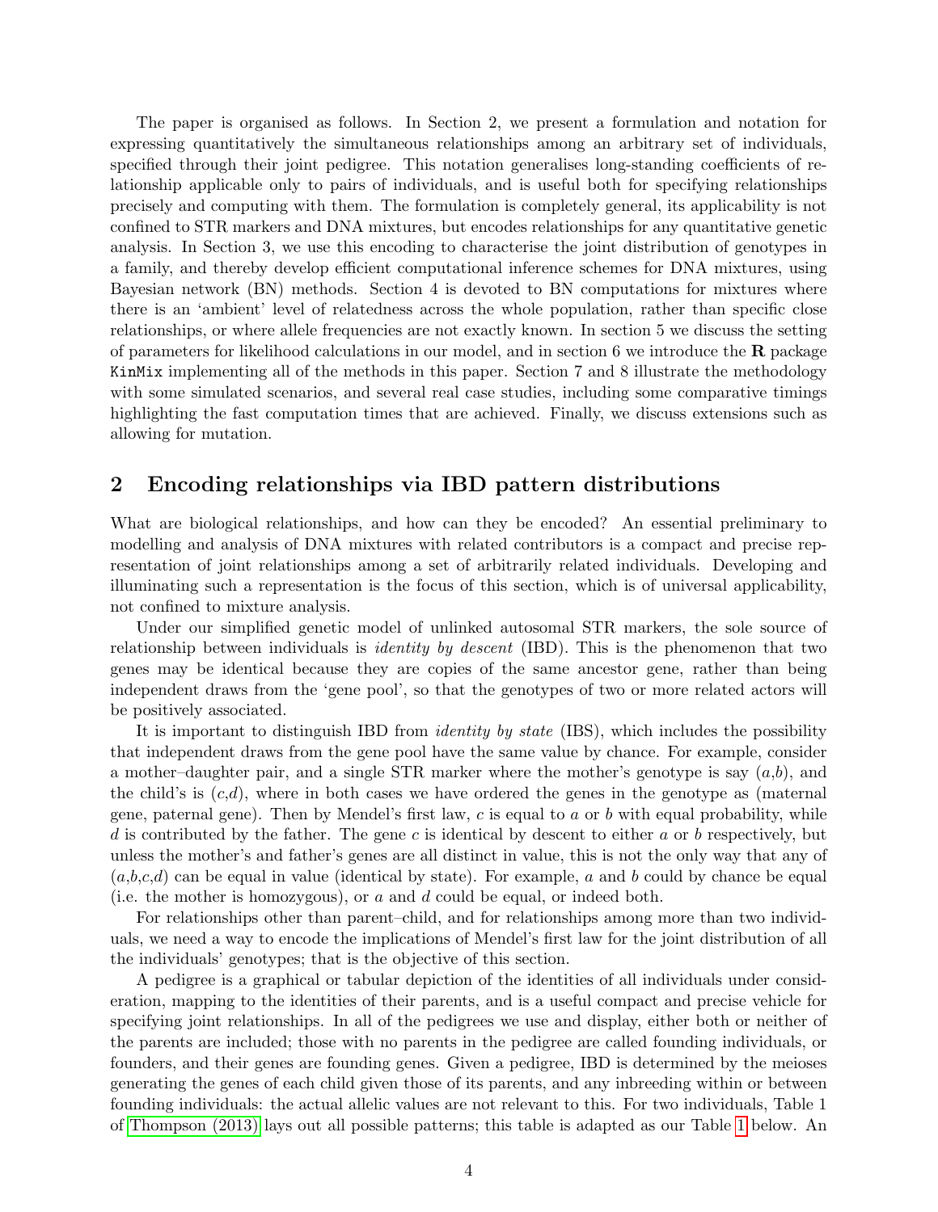The paper is organised as follows. In Section 2, we present a formulation and notation for expressing quantitatively the simultaneous relationships among an arbitrary set of individuals, specified through their joint pedigree. This notation generalises long-standing coefficients of relationship applicable only to pairs of individuals, and is useful both for specifying relationships precisely and computing with them. The formulation is completely general, its applicability is not confined to STR markers and DNA mixtures, but encodes relationships for any quantitative genetic analysis. In Section 3, we use this encoding to characterise the joint distribution of genotypes in a family, and thereby develop efficient computational inference schemes for DNA mixtures, using Bayesian network (BN) methods. Section 4 is devoted to BN computations for mixtures where there is an 'ambient' level of relatedness across the whole population, rather than specific close relationships, or where allele frequencies are not exactly known. In section 5 we discuss the setting of parameters for likelihood calculations in our model, and in section 6 we introduce the **R** package `KinMix` implementing all of the methods in this paper. Section 7 and 8 illustrate the methodology with some simulated scenarios, and several real case studies, including some comparative timings highlighting the fast computation times that are achieved. Finally, we discuss extensions such as allowing for mutation.

## 2 Encoding relationships via IBD pattern distributions

What are biological relationships, and how can they be encoded? An essential preliminary to modelling and analysis of DNA mixtures with related contributors is a compact and precise representation of joint relationships among a set of arbitrarily related individuals. Developing and illuminating such a representation is the focus of this section, which is of universal applicability, not confined to mixture analysis.

Under our simplified genetic model of unlinked autosomal STR markers, the sole source of relationship between individuals is *identity by descent* (IBD). This is the phenomenon that two genes may be identical because they are copies of the same ancestor gene, rather than being independent draws from the 'gene pool', so that the genotypes of two or more related actors will be positively associated.

It is important to distinguish IBD from *identity by state* (IBS), which includes the possibility that independent draws from the gene pool have the same value by chance. For example, consider a mother–daughter pair, and a single STR marker where the mother's genotype is say $(a,b)$, and the child's is $(c,d)$, where in both cases we have ordered the genes in the genotype as (maternal gene, paternal gene). Then by Mendel's first law, $c$ is equal to $a$ or $b$ with equal probability, while $d$ is contributed by the father. The gene $c$ is identical by descent to either $a$ or $b$ respectively, but unless the mother's and father's genes are all distinct in value, this is not the only way that any of $(a,b,c,d)$ can be equal in value (identical by state). For example, $a$ and $b$ could by chance be equal (i.e. the mother is homozygous), or $a$ and $d$ could be equal, or indeed both.

For relationships other than parent–child, and for relationships among more than two individuals, we need a way to encode the implications of Mendel's first law for the joint distribution of all the individuals' genotypes; that is the objective of this section.

A pedigree is a graphical or tabular depiction of the identities of all individuals under consideration, mapping to the identities of their parents, and is a useful compact and precise vehicle for specifying joint relationships. In all of the pedigrees we use and display, either both or neither of the parents are included; those with no parents in the pedigree are called founding individuals, or founders, and their genes are founding genes. Given a pedigree, IBD is determined by the meioses generating the genes of each child given those of its parents, and any inbreeding within or between founding individuals: the actual allelic values are not relevant to this. For two individuals, Table 1 of Thompson (2013) lays out all possible patterns; this table is adapted as our Table 1 below. An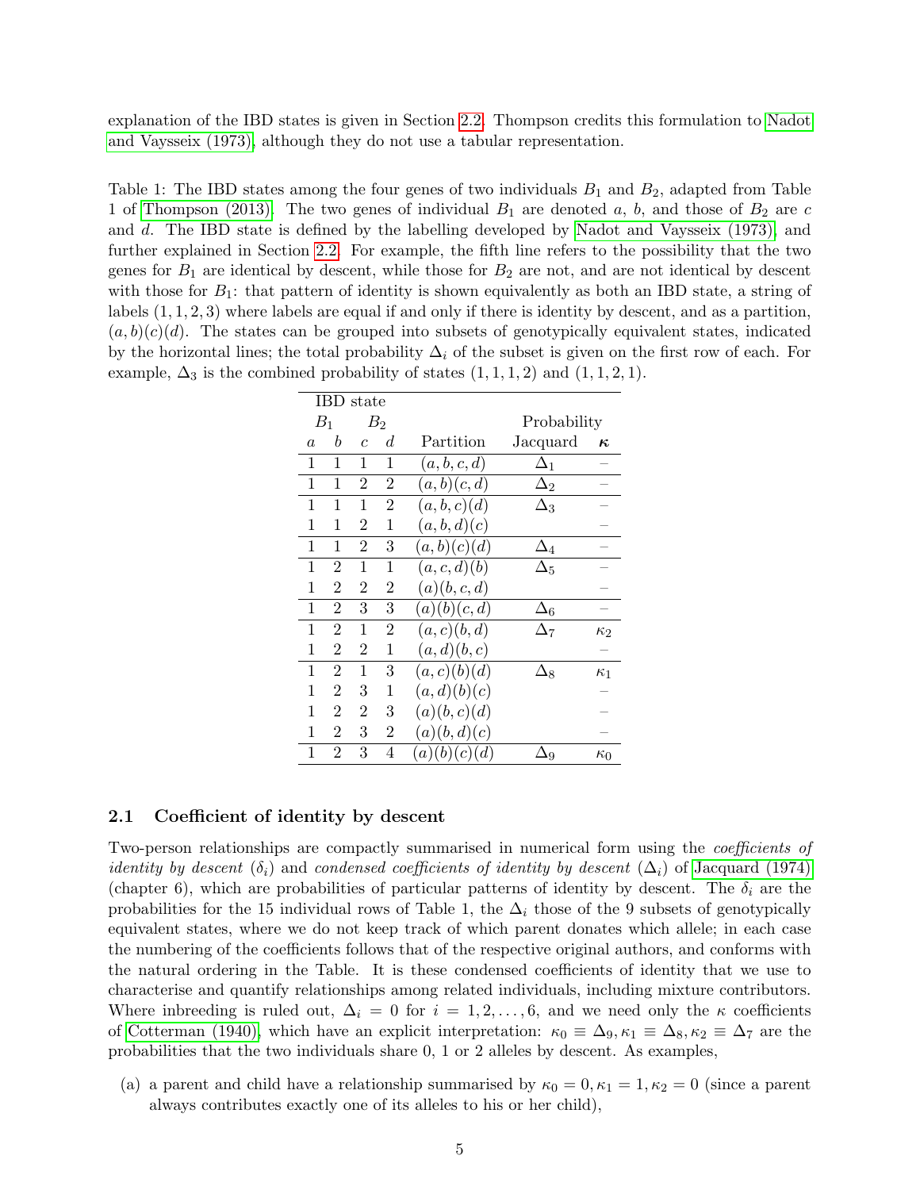explanation of the IBD states is given in Section 2.2. Thompson credits this formulation to Nadot and Vaysseix (1973), although they do not use a tabular representation.

Table 1: The IBD states among the four genes of two individuals $B_1$ and $B_2$, adapted from Table 1 of Thompson (2013). The two genes of individual $B_1$ are denoted $a$, $b$, and those of $B_2$ are $c$ and $d$. The IBD state is defined by the labelling developed by Nadot and Vaysseix (1973), and further explained in Section 2.2. For example, the fifth line refers to the possibility that the two genes for $B_1$ are identical by descent, while those for $B_2$ are not, and are not identical by descent with those for $B_1$: that pattern of identity is shown equivalently as both an IBD state, a string of labels $(1, 1, 2, 3)$ where labels are equal if and only if there is identity by descent, and as a partition, $(a, b)(c)(d)$. The states can be grouped into subsets of genotypically equivalent states, indicated by the horizontal lines; the total probability $\Delta_i$ of the subset is given on the first row of each. For example, $\Delta_3$ is the combined probability of states $(1, 1, 1, 2)$ and $(1, 1, 2, 1)$.

| IBD state | | | | | Probability | |
|---|---|---|---|---|---|---|
| $B_1$ | | $B_2$ | | | | |
| $a$ | $b$ | $c$ | $d$ | Partition | Jacquard | $\boldsymbol{\kappa}$ |
| 1 | 1 | 1 | 1 | $(a, b, c, d)$ | $\Delta_1$ | – |
| 1 | 1 | 2 | 2 | $(a, b)(c, d)$ | $\Delta_2$ | – |
| 1 | 1 | 1 | 2 | $(a, b, c)(d)$ | $\Delta_3$ | – |
| 1 | 1 | 2 | 1 | $(a, b, d)(c)$ | | – |
| 1 | 1 | 2 | 3 | $(a, b)(c)(d)$ | $\Delta_4$ | – |
| 1 | 2 | 1 | 1 | $(a, c, d)(b)$ | $\Delta_5$ | – |
| 1 | 2 | 2 | 2 | $(a)(b, c, d)$ | | – |
| 1 | 2 | 3 | 3 | $(a)(b)(c, d)$ | $\Delta_6$ | – |
| 1 | 2 | 1 | 2 | $(a, c)(b, d)$ | $\Delta_7$ | $\kappa_2$ |
| 1 | 2 | 2 | 1 | $(a, d)(b, c)$ | | – |
| 1 | 2 | 1 | 3 | $(a, c)(b)(d)$ | $\Delta_8$ | $\kappa_1$ |
| 1 | 2 | 3 | 1 | $(a, d)(b)(c)$ | | – |
| 1 | 2 | 2 | 3 | $(a)(b, c)(d)$ | | – |
| 1 | 2 | 3 | 2 | $(a)(b, d)(c)$ | | – |
| 1 | 2 | 3 | 4 | $(a)(b)(c)(d)$ | $\Delta_9$ | $\kappa_0$ |

### 2.1 Coefficient of identity by descent

Two-person relationships are compactly summarised in numerical form using the *coefficients of identity by descent* ($\delta_i$) and *condensed coefficients of identity by descent* ($\Delta_i$) of Jacquard (1974) (chapter 6), which are probabilities of particular patterns of identity by descent. The $\delta_i$ are the probabilities for the 15 individual rows of Table 1, the $\Delta_i$ those of the 9 subsets of genotypically equivalent states, where we do not keep track of which parent donates which allele; in each case the numbering of the coefficients follows that of the respective original authors, and conforms with the natural ordering in the Table. It is these condensed coefficients of identity that we use to characterise and quantify relationships among related individuals, including mixture contributors. Where inbreeding is ruled out, $\Delta_i = 0$ for $i = 1, 2, \ldots, 6$, and we need only the $\kappa$ coefficients of Cotterman (1940), which have an explicit interpretation: $\kappa_0 \equiv \Delta_9, \kappa_1 \equiv \Delta_8, \kappa_2 \equiv \Delta_7$ are the probabilities that the two individuals share 0, 1 or 2 alleles by descent. As examples,

(a) a parent and child have a relationship summarised by $\kappa_0 = 0, \kappa_1 = 1, \kappa_2 = 0$ (since a parent always contributes exactly one of its alleles to his or her child),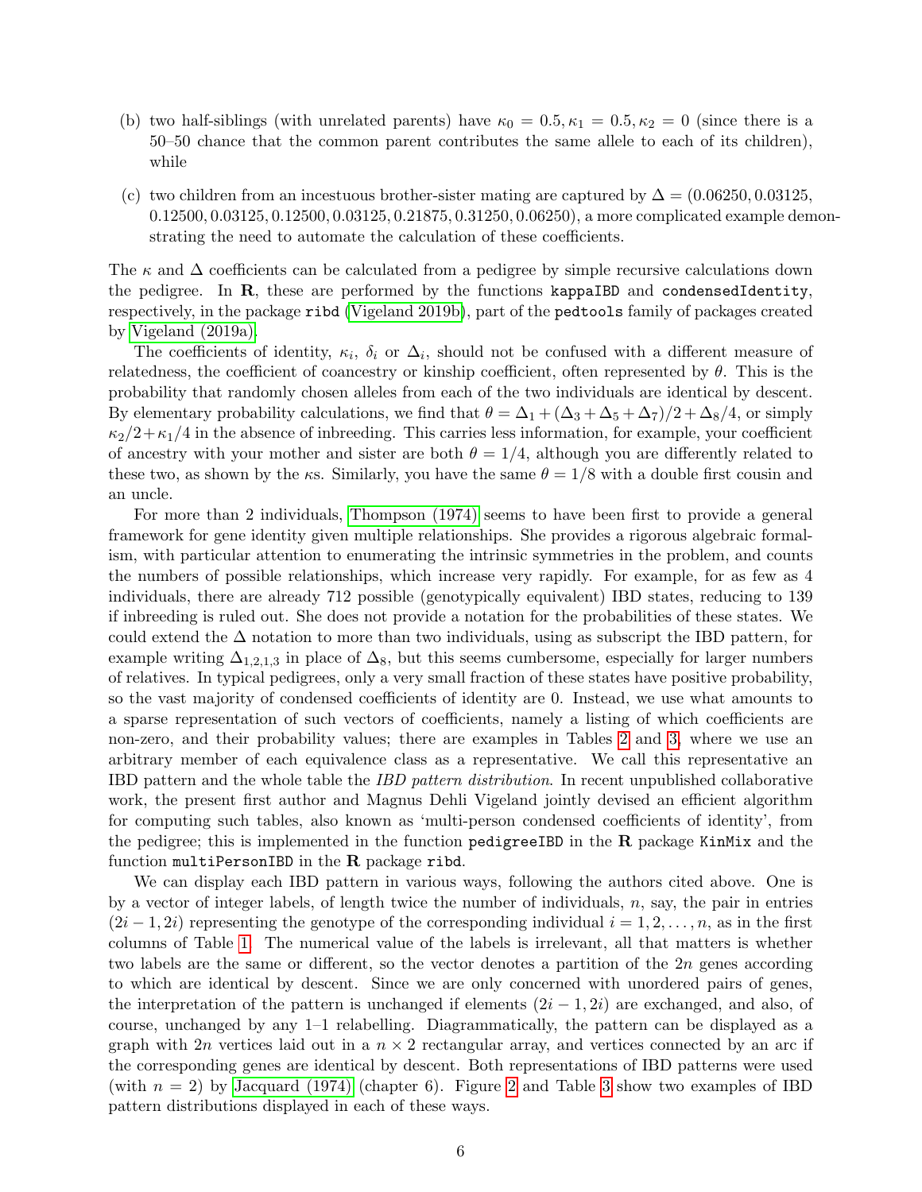(b) two half-siblings (with unrelated parents) have $\kappa_0 = 0.5, \kappa_1 = 0.5, \kappa_2 = 0$ (since there is a 50–50 chance that the common parent contributes the same allele to each of its children), while

(c) two children from an incestuous brother-sister mating are captured by $\Delta = (0.06250, 0.03125, 0.12500, 0.03125, 0.12500, 0.03125, 0.21875, 0.31250, 0.06250)$, a more complicated example demonstrating the need to automate the calculation of these coefficients.

The $\kappa$ and $\Delta$ coefficients can be calculated from a pedigree by simple recursive calculations down the pedigree. In **R**, these are performed by the functions `kappaIBD` and `condensedIdentity`, respectively, in the package `ribd` (Vigeland 2019b), part of the `pedtools` family of packages created by Vigeland (2019a).

The coefficients of identity, $\kappa_i$, $\delta_i$ or $\Delta_i$, should not be confused with a different measure of relatedness, the coefficient of coancestry or kinship coefficient, often represented by $\theta$. This is the probability that randomly chosen alleles from each of the two individuals are identical by descent. By elementary probability calculations, we find that $\theta = \Delta_1 + (\Delta_3 + \Delta_5 + \Delta_7)/2 + \Delta_8/4$, or simply $\kappa_2/2 + \kappa_1/4$ in the absence of inbreeding. This carries less information, for example, your coefficient of ancestry with your mother and sister are both $\theta = 1/4$, although you are differently related to these two, as shown by the $\kappa$s. Similarly, you have the same $\theta = 1/8$ with a double first cousin and an uncle.

For more than 2 individuals, Thompson (1974) seems to have been first to provide a general framework for gene identity given multiple relationships. She provides a rigorous algebraic formalism, with particular attention to enumerating the intrinsic symmetries in the problem, and counts the numbers of possible relationships, which increase very rapidly. For example, for as few as 4 individuals, there are already 712 possible (genotypically equivalent) IBD states, reducing to 139 if inbreeding is ruled out. She does not provide a notation for the probabilities of these states. We could extend the $\Delta$ notation to more than two individuals, using as subscript the IBD pattern, for example writing $\Delta_{1,2,1,3}$ in place of $\Delta_8$, but this seems cumbersome, especially for larger numbers of relatives. In typical pedigrees, only a very small fraction of these states have positive probability, so the vast majority of condensed coefficients of identity are 0. Instead, we use what amounts to a sparse representation of such vectors of coefficients, namely a listing of which coefficients are non-zero, and their probability values; there are examples in Tables 2 and 3, where we use an arbitrary member of each equivalence class as a representative. We call this representative an IBD pattern and the whole table the *IBD pattern distribution*. In recent unpublished collaborative work, the present first author and Magnus Dehli Vigeland jointly devised an efficient algorithm for computing such tables, also known as 'multi-person condensed coefficients of identity', from the pedigree; this is implemented in the function `pedigreeIBD` in the **R** package `KinMix` and the function `multiPersonIBD` in the **R** package `ribd`.

We can display each IBD pattern in various ways, following the authors cited above. One is by a vector of integer labels, of length twice the number of individuals, $n$, say, the pair in entries $(2i-1, 2i)$ representing the genotype of the corresponding individual $i = 1, 2, \ldots, n$, as in the first columns of Table 1. The numerical value of the labels is irrelevant, all that matters is whether two labels are the same or different, so the vector denotes a partition of the $2n$ genes according to which are identical by descent. Since we are only concerned with unordered pairs of genes, the interpretation of the pattern is unchanged if elements $(2i-1, 2i)$ are exchanged, and also, of course, unchanged by any 1–1 relabelling. Diagrammatically, the pattern can be displayed as a graph with $2n$ vertices laid out in a $n \times 2$ rectangular array, and vertices connected by an arc if the corresponding genes are identical by descent. Both representations of IBD patterns were used (with $n = 2$) by Jacquard (1974) (chapter 6). Figure 2 and Table 3 show two examples of IBD pattern distributions displayed in each of these ways.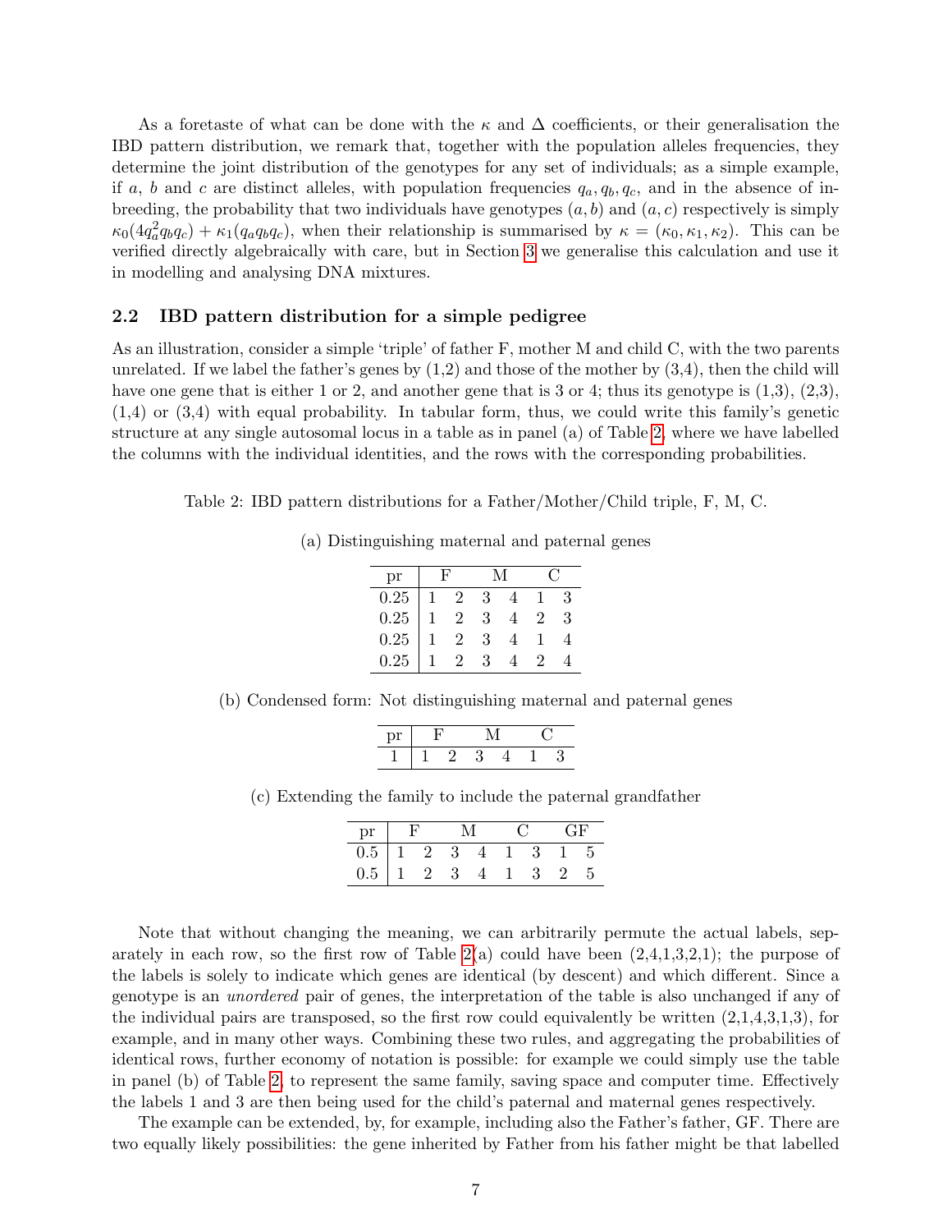As a foretaste of what can be done with the $\kappa$ and $\Delta$ coefficients, or their generalisation the IBD pattern distribution, we remark that, together with the population alleles frequencies, they determine the joint distribution of the genotypes for any set of individuals; as a simple example, if $a$, $b$ and $c$ are distinct alleles, with population frequencies $q_a, q_b, q_c$, and in the absence of inbreeding, the probability that two individuals have genotypes $(a, b)$ and $(a, c)$ respectively is simply $\kappa_0(4q_a^2 q_b q_c) + \kappa_1(q_a q_b q_c)$, when their relationship is summarised by $\kappa = (\kappa_0, \kappa_1, \kappa_2)$. This can be verified directly algebraically with care, but in Section 3 we generalise this calculation and use it in modelling and analysing DNA mixtures.

## 2.2 IBD pattern distribution for a simple pedigree

As an illustration, consider a simple 'triple' of father F, mother M and child C, with the two parents unrelated. If we label the father's genes by (1,2) and those of the mother by (3,4), then the child will have one gene that is either 1 or 2, and another gene that is 3 or 4; thus its genotype is (1,3), (2,3), (1,4) or (3,4) with equal probability. In tabular form, thus, we could write this family's genetic structure at any single autosomal locus in a table as in panel (a) of Table 2, where we have labelled the columns with the individual identities, and the rows with the corresponding probabilities.

Table 2: IBD pattern distributions for a Father/Mother/Child triple, F, M, C.

(a) Distinguishing maternal and paternal genes

| pr | F | | M | | C | |
|---|---|---|---|---|---|---|
| 0.25 | 1 | 2 | 3 | 4 | 1 | 3 |
| 0.25 | 1 | 2 | 3 | 4 | 2 | 3 |
| 0.25 | 1 | 2 | 3 | 4 | 1 | 4 |
| 0.25 | 1 | 2 | 3 | 4 | 2 | 4 |

(b) Condensed form: Not distinguishing maternal and paternal genes

| pr | F | | M | | C | |
|---|---|---|---|---|---|---|
| 1 | 1 | 2 | 3 | 4 | 1 | 3 |

(c) Extending the family to include the paternal grandfather

| pr | F | | M | | C | | GF | |
|---|---|---|---|---|---|---|---|---|
| 0.5 | 1 | 2 | 3 | 4 | 1 | 3 | 1 | 5 |
| 0.5 | 1 | 2 | 3 | 4 | 1 | 3 | 2 | 5 |

Note that without changing the meaning, we can arbitrarily permute the actual labels, separately in each row, so the first row of Table 2(a) could have been (2,4,1,3,2,1); the purpose of the labels is solely to indicate which genes are identical (by descent) and which different. Since a genotype is an *unordered* pair of genes, the interpretation of the table is also unchanged if any of the individual pairs are transposed, so the first row could equivalently be written (2,1,4,3,1,3), for example, and in many other ways. Combining these two rules, and aggregating the probabilities of identical rows, further economy of notation is possible: for example we could simply use the table in panel (b) of Table 2, to represent the same family, saving space and computer time. Effectively the labels 1 and 3 are then being used for the child's paternal and maternal genes respectively.

The example can be extended, by, for example, including also the Father's father, GF. There are two equally likely possibilities: the gene inherited by Father from his father might be that labelled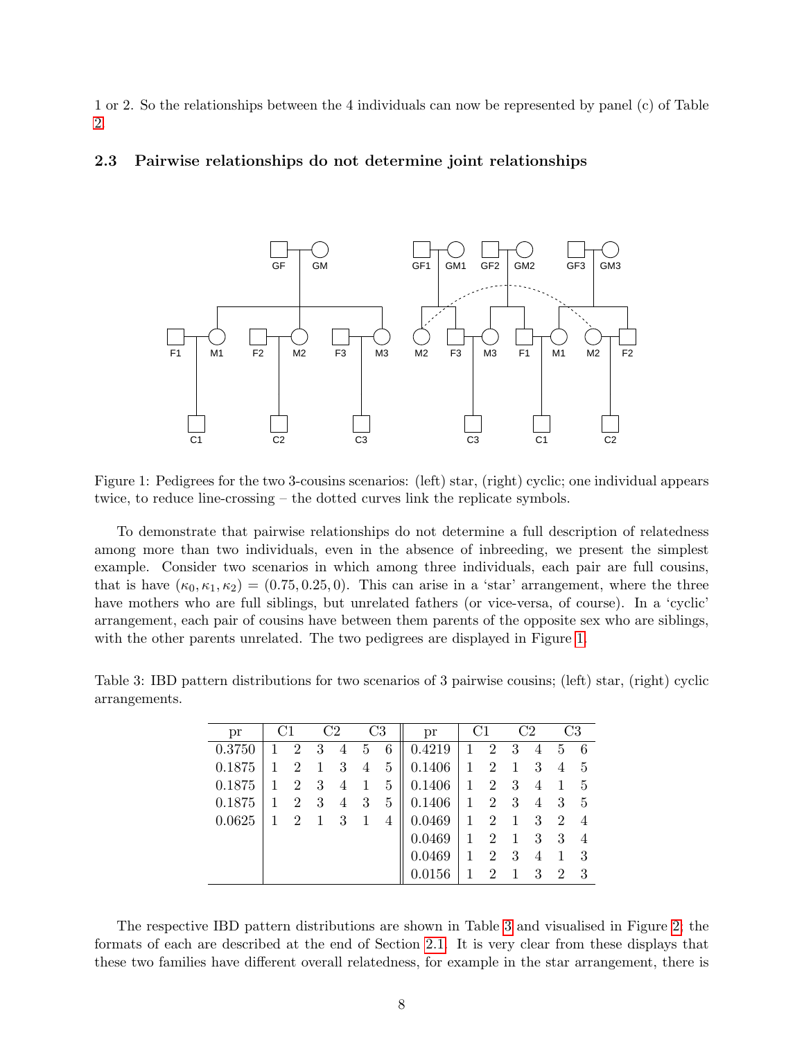1 or 2. So the relationships between the 4 individuals can now be represented by panel (c) of Table 2.

### 2.3 Pairwise relationships do not determine joint relationships

Figure 1: Pedigrees for the two 3-cousins scenarios: (left) star, (right) cyclic; one individual appears twice, to reduce line-crossing – the dotted curves link the replicate symbols.

To demonstrate that pairwise relationships do not determine a full description of relatedness among more than two individuals, even in the absence of inbreeding, we present the simplest example. Consider two scenarios in which among three individuals, each pair are full cousins, that is have $(\kappa_0, \kappa_1, \kappa_2) = (0.75, 0.25, 0)$. This can arise in a 'star' arrangement, where the three have mothers who are full siblings, but unrelated fathers (or vice-versa, of course). In a 'cyclic' arrangement, each pair of cousins have between them parents of the opposite sex who are siblings, with the other parents unrelated. The two pedigrees are displayed in Figure 1.

Table 3: IBD pattern distributions for two scenarios of 3 pairwise cousins; (left) star, (right) cyclic arrangements.

| pr | C1 | | C2 | | C3 | | pr | C1 | | C2 | | C3 | |
|---|---|---|---|---|---|---|---|---|---|---|---|---|---|
| 0.3750 | 1 | 2 | 3 | 4 | 5 | 6 | 0.4219 | 1 | 2 | 3 | 4 | 5 | 6 |
| 0.1875 | 1 | 2 | 1 | 3 | 4 | 5 | 0.1406 | 1 | 2 | 1 | 3 | 4 | 5 |
| 0.1875 | 1 | 2 | 3 | 4 | 1 | 5 | 0.1406 | 1 | 2 | 3 | 4 | 1 | 5 |
| 0.1875 | 1 | 2 | 3 | 4 | 3 | 5 | 0.1406 | 1 | 2 | 3 | 4 | 3 | 5 |
| 0.0625 | 1 | 2 | 1 | 3 | 1 | 4 | 0.0469 | 1 | 2 | 1 | 3 | 2 | 4 |
| | | | | | | | 0.0469 | 1 | 2 | 1 | 3 | 3 | 4 |
| | | | | | | | 0.0469 | 1 | 2 | 3 | 4 | 1 | 3 |
| | | | | | | | 0.0156 | 1 | 2 | 1 | 3 | 2 | 3 |

The respective IBD pattern distributions are shown in Table 3 and visualised in Figure 2; the formats of each are described at the end of Section 2.1. It is very clear from these displays that these two families have different overall relatedness, for example in the star arrangement, there is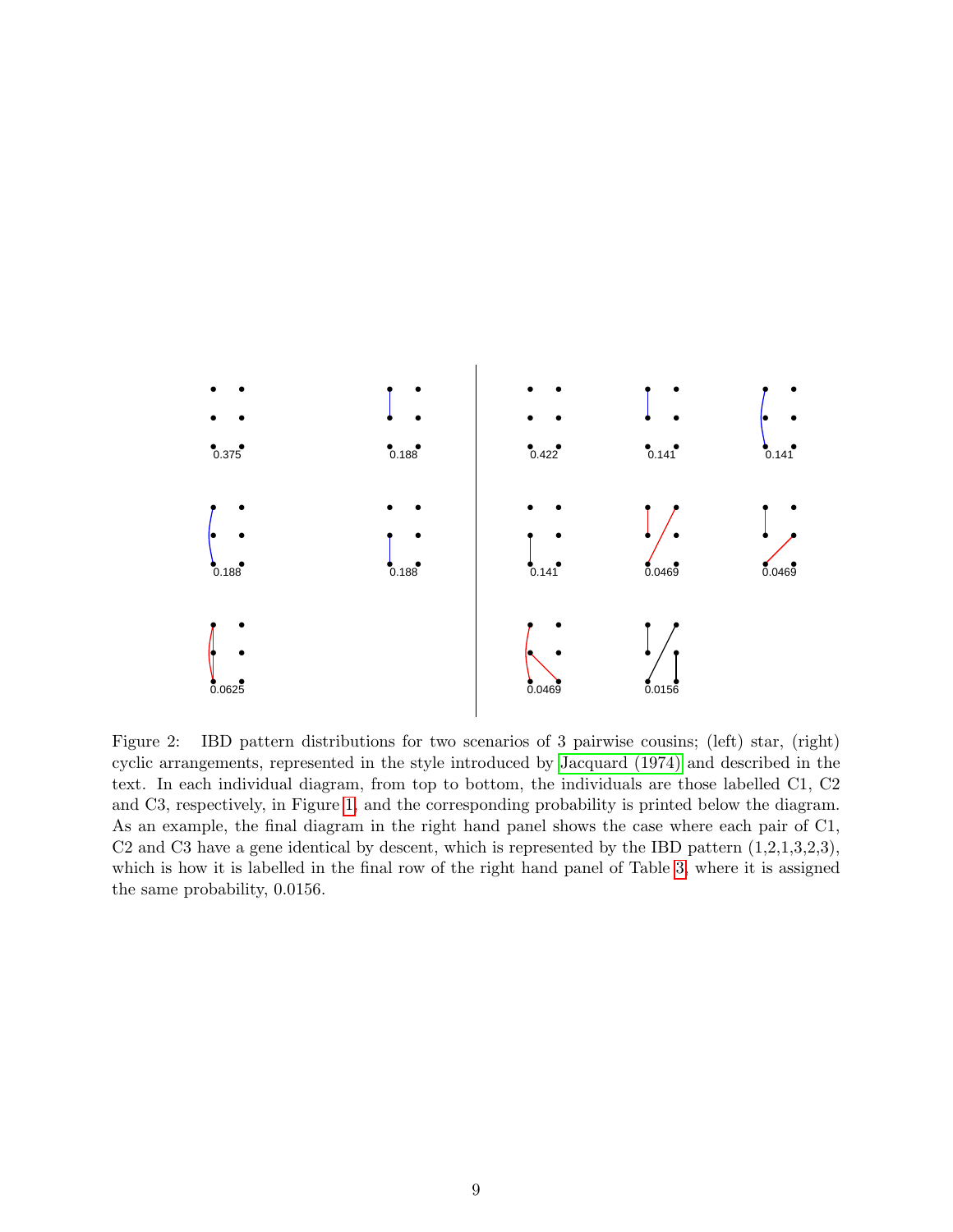Figure 2: IBD pattern distributions for two scenarios of 3 pairwise cousins; (left) star, (right) cyclic arrangements, represented in the style introduced by Jacquard (1974) and described in the text. In each individual diagram, from top to bottom, the individuals are those labelled C1, C2 and C3, respectively, in Figure 1, and the corresponding probability is printed below the diagram. As an example, the final diagram in the right hand panel shows the case where each pair of C1, C2 and C3 have a gene identical by descent, which is represented by the IBD pattern (1,2,1,3,2,3), which is how it is labelled in the final row of the right hand panel of Table 3, where it is assigned the same probability, 0.0156.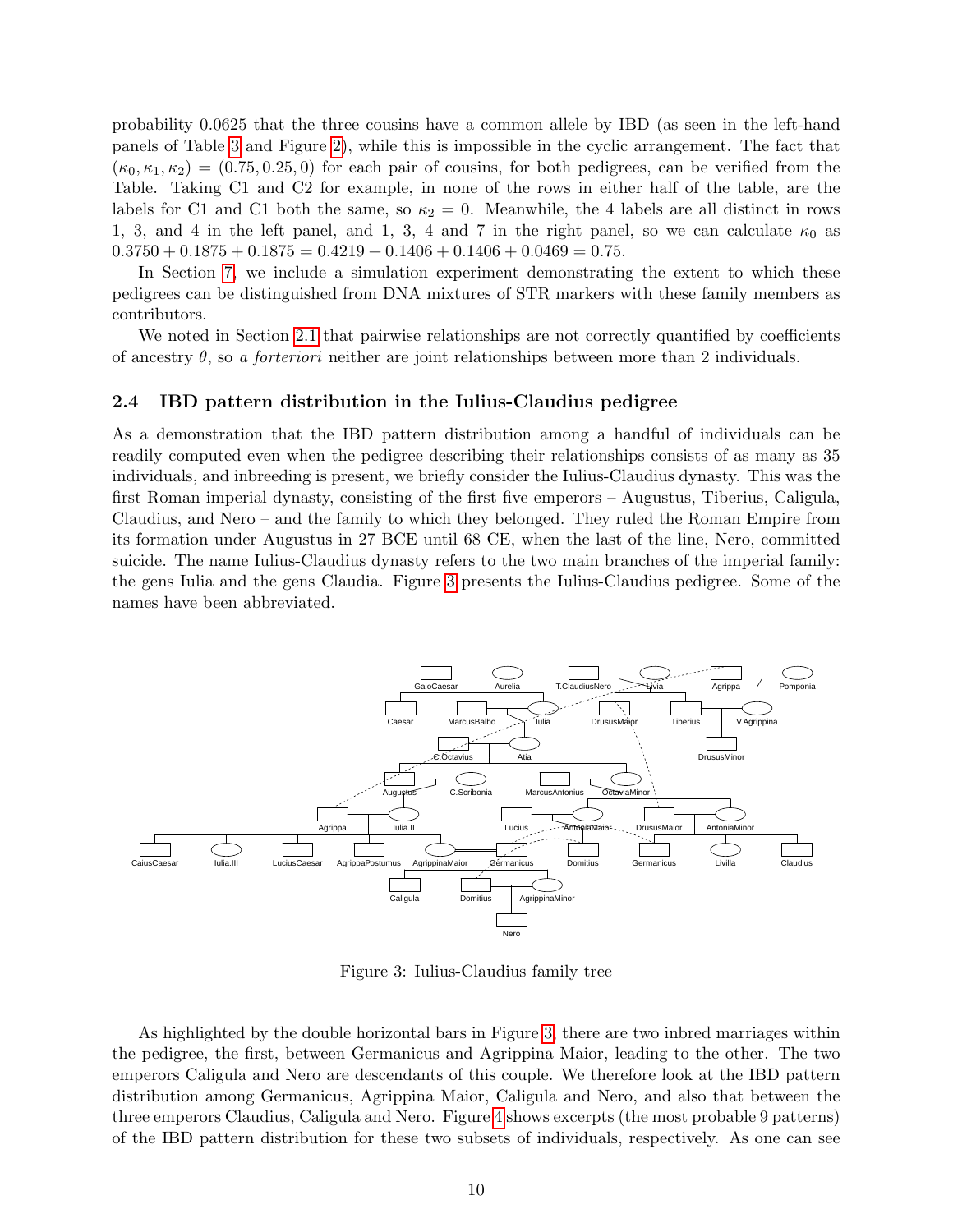probability 0.0625 that the three cousins have a common allele by IBD (as seen in the left-hand panels of Table 3 and Figure 2), while this is impossible in the cyclic arrangement. The fact that $(\kappa_0, \kappa_1, \kappa_2) = (0.75, 0.25, 0)$ for each pair of cousins, for both pedigrees, can be verified from the Table. Taking C1 and C2 for example, in none of the rows in either half of the table, are the labels for C1 and C1 both the same, so $\kappa_2 = 0$. Meanwhile, the 4 labels are all distinct in rows 1, 3, and 4 in the left panel, and 1, 3, 4 and 7 in the right panel, so we can calculate $\kappa_0$ as $0.3750 + 0.1875 + 0.1875 = 0.4219 + 0.1406 + 0.1406 + 0.0469 = 0.75$.

In Section 7, we include a simulation experiment demonstrating the extent to which these pedigrees can be distinguished from DNA mixtures of STR markers with these family members as contributors.

We noted in Section 2.1 that pairwise relationships are not correctly quantified by coefficients of ancestry $\theta$, so *a forteriori* neither are joint relationships between more than 2 individuals.

### 2.4 IBD pattern distribution in the Iulius-Claudius pedigree

As a demonstration that the IBD pattern distribution among a handful of individuals can be readily computed even when the pedigree describing their relationships consists of as many as 35 individuals, and inbreeding is present, we briefly consider the Iulius-Claudius dynasty. This was the first Roman imperial dynasty, consisting of the first five emperors – Augustus, Tiberius, Caligula, Claudius, and Nero – and the family to which they belonged. They ruled the Roman Empire from its formation under Augustus in 27 BCE until 68 CE, when the last of the line, Nero, committed suicide. The name Iulius-Claudius dynasty refers to the two main branches of the imperial family: the gens Iulia and the gens Claudia. Figure 3 presents the Iulius-Claudius pedigree. Some of the names have been abbreviated.

Figure 3: Iulius-Claudius family tree

As highlighted by the double horizontal bars in Figure 3, there are two inbred marriages within the pedigree, the first, between Germanicus and Agrippina Maior, leading to the other. The two emperors Caligula and Nero are descendants of this couple. We therefore look at the IBD pattern distribution among Germanicus, Agrippina Maior, Caligula and Nero, and also that between the three emperors Claudius, Caligula and Nero. Figure 4 shows excerpts (the most probable 9 patterns) of the IBD pattern distribution for these two subsets of individuals, respectively. As one can see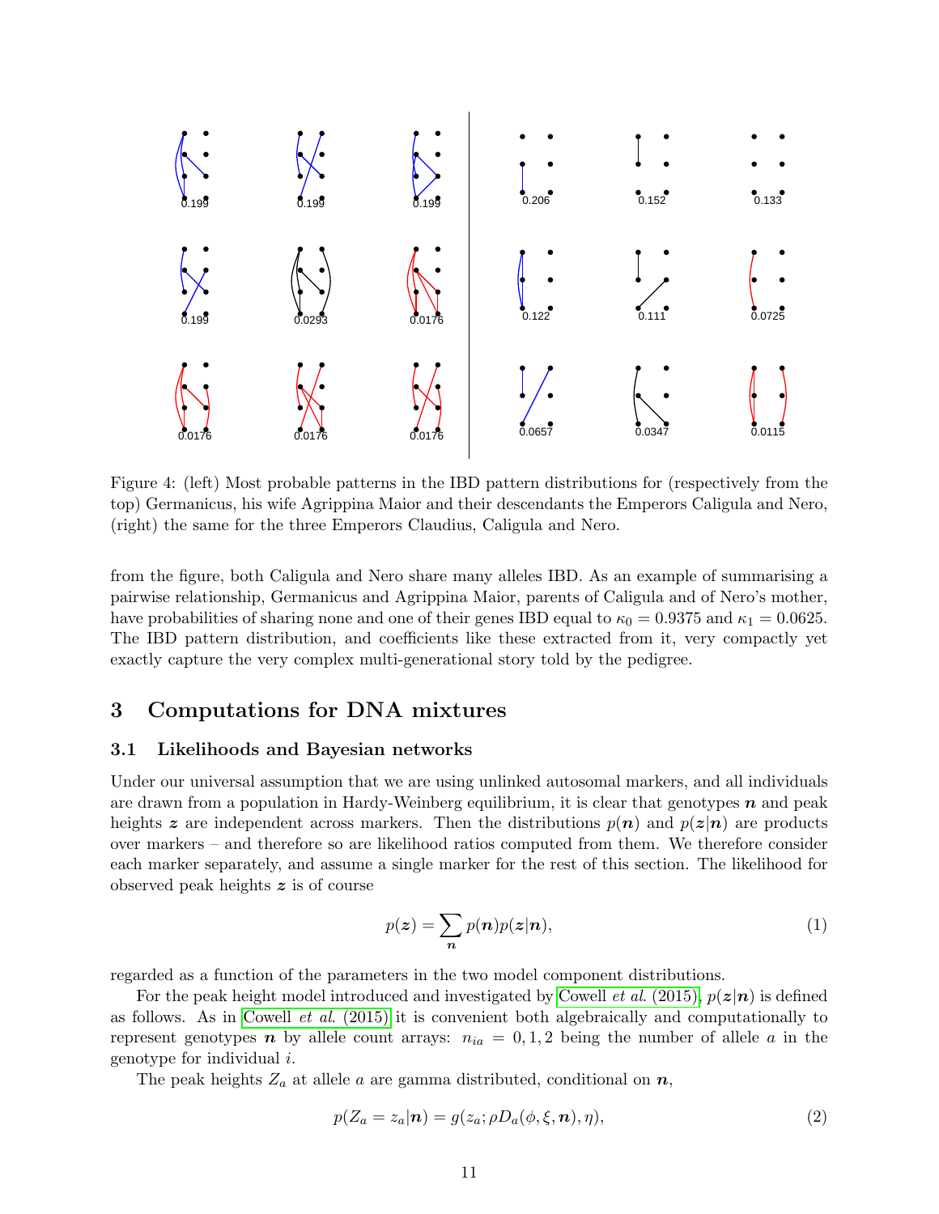Figure 4: (left) Most probable patterns in the IBD pattern distributions for (respectively from the top) Germanicus, his wife Agrippina Maior and their descendants the Emperors Caligula and Nero, (right) the same for the three Emperors Claudius, Caligula and Nero.

from the figure, both Caligula and Nero share many alleles IBD. As an example of summarising a pairwise relationship, Germanicus and Agrippina Maior, parents of Caligula and of Nero's mother, have probabilities of sharing none and one of their genes IBD equal to $\kappa_0 = 0.9375$ and $\kappa_1 = 0.0625$. The IBD pattern distribution, and coefficients like these extracted from it, very compactly yet exactly capture the very complex multi-generational story told by the pedigree.

## 3 Computations for DNA mixtures

### 3.1 Likelihoods and Bayesian networks

Under our universal assumption that we are using unlinked autosomal markers, and all individuals are drawn from a population in Hardy-Weinberg equilibrium, it is clear that genotypes $\boldsymbol{n}$ and peak heights $\boldsymbol{z}$ are independent across markers. Then the distributions $p(\boldsymbol{n})$ and $p(\boldsymbol{z}|\boldsymbol{n})$ are products over markers – and therefore so are likelihood ratios computed from them. We therefore consider each marker separately, and assume a single marker for the rest of this section. The likelihood for observed peak heights $\boldsymbol{z}$ is of course

$$p(\boldsymbol{z}) = \sum_{\boldsymbol{n}} p(\boldsymbol{n})p(\boldsymbol{z}|\boldsymbol{n}), \tag{1}$$

regarded as a function of the parameters in the two model component distributions.

For the peak height model introduced and investigated by Cowell *et al.* (2015), $p(\boldsymbol{z}|\boldsymbol{n})$ is defined as follows. As in Cowell *et al.* (2015) it is convenient both algebraically and computationally to represent genotypes $\boldsymbol{n}$ by allele count arrays: $n_{ia} = 0, 1, 2$ being the number of allele $a$ in the genotype for individual $i$.

The peak heights $Z_a$ at allele $a$ are gamma distributed, conditional on $\boldsymbol{n}$,

$$p(Z_a = z_a|\boldsymbol{n}) = g(z_a; \rho D_a(\phi, \xi, \boldsymbol{n}), \eta), \tag{2}$$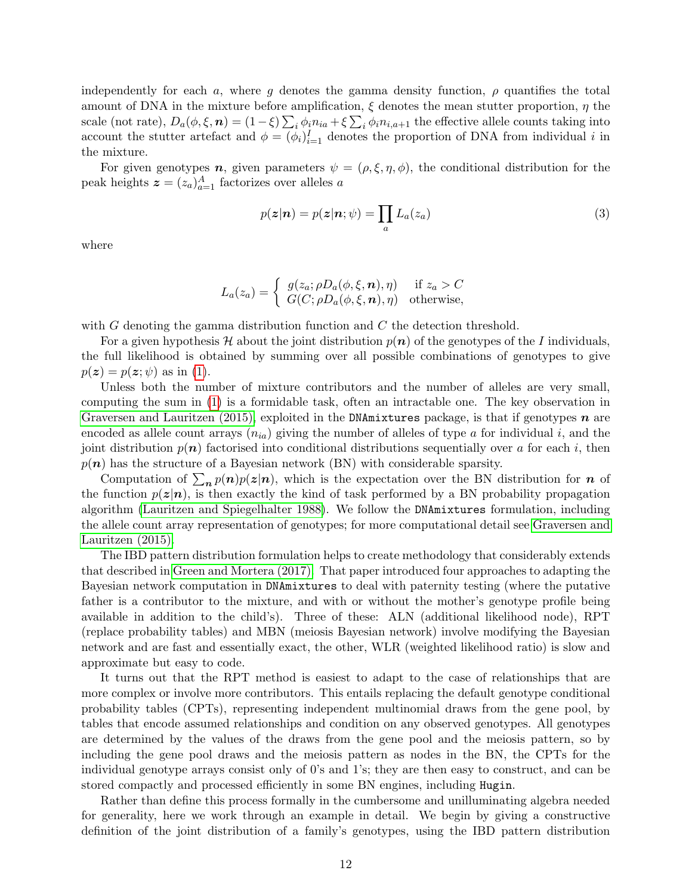independently for each $a$, where $g$ denotes the gamma density function, $\rho$ quantifies the total amount of DNA in the mixture before amplification, $\xi$ denotes the mean stutter proportion, $\eta$ the scale (not rate), $D_a(\phi, \xi, \boldsymbol{n}) = (1-\xi)\sum_i \phi_i n_{ia} + \xi \sum_i \phi_i n_{i,a+1}$ the effective allele counts taking into account the stutter artefact and $\phi = (\phi_i)_{i=1}^I$ denotes the proportion of DNA from individual $i$ in the mixture.

For given genotypes $\boldsymbol{n}$, given parameters $\psi = (\rho, \xi, \eta, \phi)$, the conditional distribution for the peak heights $\boldsymbol{z} = (z_a)_{a=1}^A$ factorizes over alleles $a$

$$p(\boldsymbol{z}|\boldsymbol{n}) = p(\boldsymbol{z}|\boldsymbol{n}; \psi) = \prod_a L_a(z_a) \tag{3}$$

where

$$L_a(z_a) = \begin{cases} g(z_a; \rho D_a(\phi, \xi, \boldsymbol{n}), \eta) & \text{if } z_a > C \\ G(C; \rho D_a(\phi, \xi, \boldsymbol{n}), \eta) & \text{otherwise,} \end{cases}$$

with $G$ denoting the gamma distribution function and $C$ the detection threshold.

For a given hypothesis $\mathcal{H}$ about the joint distribution $p(\boldsymbol{n})$ of the genotypes of the $I$ individuals, the full likelihood is obtained by summing over all possible combinations of genotypes to give $p(\boldsymbol{z}) = p(\boldsymbol{z}; \psi)$ as in (1).

Unless both the number of mixture contributors and the number of alleles are very small, computing the sum in (1) is a formidable task, often an intractable one. The key observation in Graversen and Lauritzen (2015), exploited in the `DNAmixtures` package, is that if genotypes $\boldsymbol{n}$ are encoded as allele count arrays $(n_{ia})$ giving the number of alleles of type $a$ for individual $i$, and the joint distribution $p(\boldsymbol{n})$ factorised into conditional distributions sequentially over $a$ for each $i$, then $p(\boldsymbol{n})$ has the structure of a Bayesian network (BN) with considerable sparsity.

Computation of $\sum_{\boldsymbol{n}} p(\boldsymbol{n})p(\boldsymbol{z}|\boldsymbol{n})$, which is the expectation over the BN distribution for $\boldsymbol{n}$ of the function $p(\boldsymbol{z}|\boldsymbol{n})$, is then exactly the kind of task performed by a BN probability propagation algorithm (Lauritzen and Spiegelhalter 1988). We follow the `DNAmixtures` formulation, including the allele count array representation of genotypes; for more computational detail see Graversen and Lauritzen (2015).

The IBD pattern distribution formulation helps to create methodology that considerably extends that described in Green and Mortera (2017). That paper introduced four approaches to adapting the Bayesian network computation in `DNAmixtures` to deal with paternity testing (where the putative father is a contributor to the mixture, and with or without the mother's genotype profile being available in addition to the child's). Three of these: ALN (additional likelihood node), RPT (replace probability tables) and MBN (meiosis Bayesian network) involve modifying the Bayesian network and are fast and essentially exact, the other, WLR (weighted likelihood ratio) is slow and approximate but easy to code.

It turns out that the RPT method is easiest to adapt to the case of relationships that are more complex or involve more contributors. This entails replacing the default genotype conditional probability tables (CPTs), representing independent multinomial draws from the gene pool, by tables that encode assumed relationships and condition on any observed genotypes. All genotypes are determined by the values of the draws from the gene pool and the meiosis pattern, so by including the gene pool draws and the meiosis pattern as nodes in the BN, the CPTs for the individual genotype arrays consist only of 0's and 1's; they are then easy to construct, and can be stored compactly and processed efficiently in some BN engines, including `Hugin`.

Rather than define this process formally in the cumbersome and unilluminating algebra needed for generality, here we work through an example in detail. We begin by giving a constructive definition of the joint distribution of a family's genotypes, using the IBD pattern distribution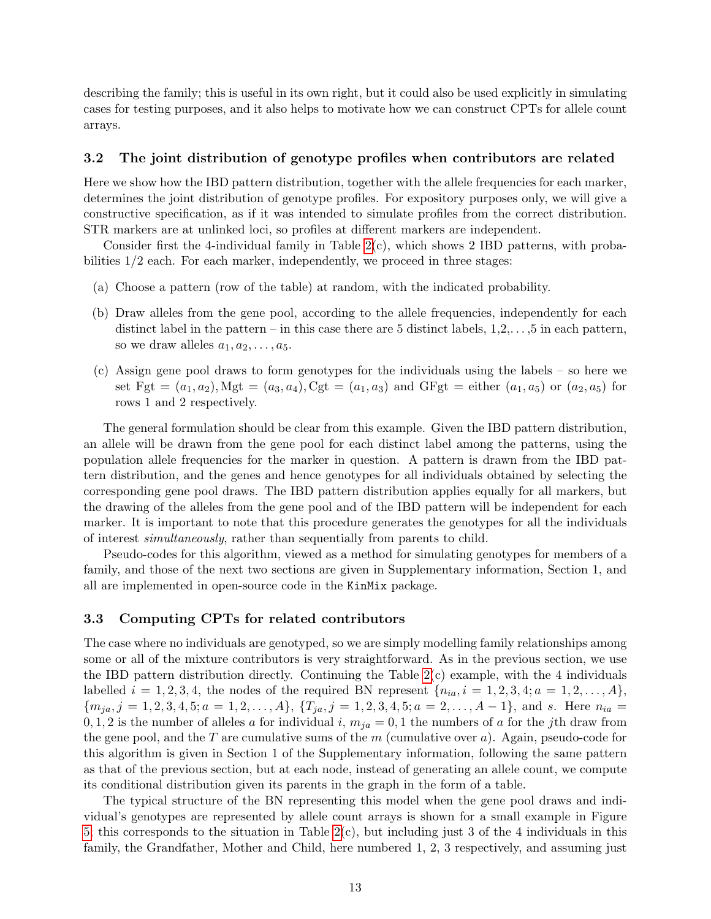describing the family; this is useful in its own right, but it could also be used explicitly in simulating cases for testing purposes, and it also helps to motivate how we can construct CPTs for allele count arrays.

### 3.2 The joint distribution of genotype profiles when contributors are related

Here we show how the IBD pattern distribution, together with the allele frequencies for each marker, determines the joint distribution of genotype profiles. For expository purposes only, we will give a constructive specification, as if it was intended to simulate profiles from the correct distribution. STR markers are at unlinked loci, so profiles at different markers are independent.

Consider first the 4-individual family in Table 2(c), which shows 2 IBD patterns, with probabilities 1/2 each. For each marker, independently, we proceed in three stages:

(a) Choose a pattern (row of the table) at random, with the indicated probability.

(b) Draw alleles from the gene pool, according to the allele frequencies, independently for each distinct label in the pattern – in this case there are 5 distinct labels, 1,2,. . . ,5 in each pattern, so we draw alleles $a_1, a_2, \ldots, a_5$.

(c) Assign gene pool draws to form genotypes for the individuals using the labels – so here we set $\text{Fgt} = (a_1, a_2), \text{Mgt} = (a_3, a_4), \text{Cgt} = (a_1, a_3)$ and GFgt = either $(a_1, a_5)$ or $(a_2, a_5)$ for rows 1 and 2 respectively.

The general formulation should be clear from this example. Given the IBD pattern distribution, an allele will be drawn from the gene pool for each distinct label among the patterns, using the population allele frequencies for the marker in question. A pattern is drawn from the IBD pattern distribution, and the genes and hence genotypes for all individuals obtained by selecting the corresponding gene pool draws. The IBD pattern distribution applies equally for all markers, but the drawing of the alleles from the gene pool and of the IBD pattern will be independent for each marker. It is important to note that this procedure generates the genotypes for all the individuals of interest *simultaneously*, rather than sequentially from parents to child.

Pseudo-codes for this algorithm, viewed as a method for simulating genotypes for members of a family, and those of the next two sections are given in Supplementary information, Section 1, and all are implemented in open-source code in the KinMix package.

### 3.3 Computing CPTs for related contributors

The case where no individuals are genotyped, so we are simply modelling family relationships among some or all of the mixture contributors is very straightforward. As in the previous section, we use the IBD pattern distribution directly. Continuing the Table 2(c) example, with the 4 individuals labelled $i = 1, 2, 3, 4$, the nodes of the required BN represent $\{n_{ia}, i = 1, 2, 3, 4; a = 1, 2, \ldots, A\}$, $\{m_{ja}, j = 1, 2, 3, 4, 5; a = 1, 2, \ldots, A\}$, $\{T_{ja}, j = 1, 2, 3, 4, 5; a = 2, \ldots, A - 1\}$, and $s$. Here $n_{ia} = 0, 1, 2$ is the number of alleles $a$ for individual $i$, $m_{ja} = 0, 1$ the numbers of $a$ for the $j$th draw from the gene pool, and the $T$ are cumulative sums of the $m$ (cumulative over $a$). Again, pseudo-code for this algorithm is given in Section 1 of the Supplementary information, following the same pattern as that of the previous section, but at each node, instead of generating an allele count, we compute its conditional distribution given its parents in the graph in the form of a table.

The typical structure of the BN representing this model when the gene pool draws and individual's genotypes are represented by allele count arrays is shown for a small example in Figure 5; this corresponds to the situation in Table 2(c), but including just 3 of the 4 individuals in this family, the Grandfather, Mother and Child, here numbered 1, 2, 3 respectively, and assuming just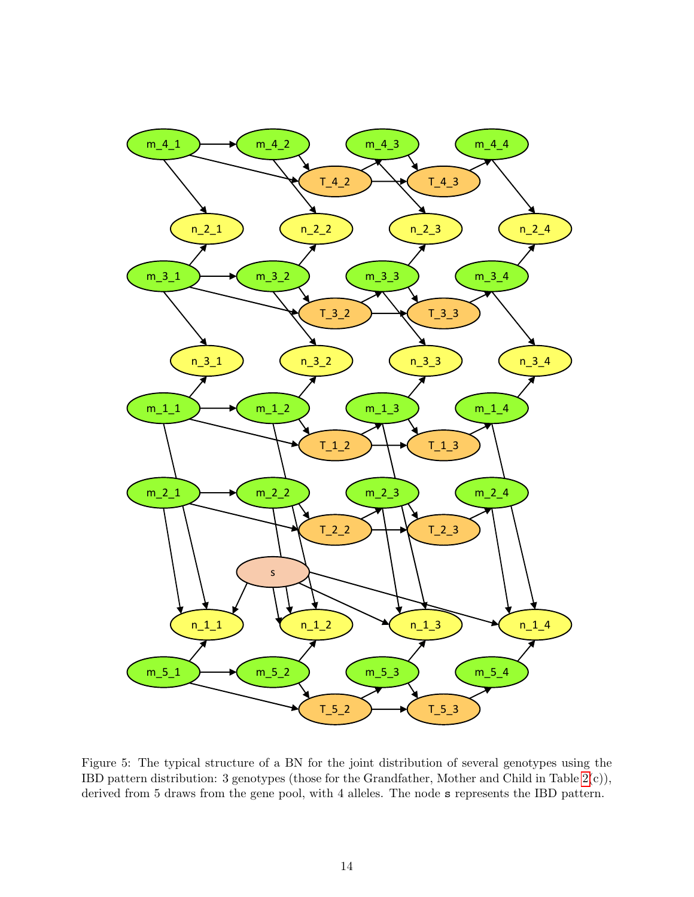Figure 5: The typical structure of a BN for the joint distribution of several genotypes using the IBD pattern distribution: 3 genotypes (those for the Grandfather, Mother and Child in Table 2(c)), derived from 5 draws from the gene pool, with 4 alleles. The node `s` represents the IBD pattern.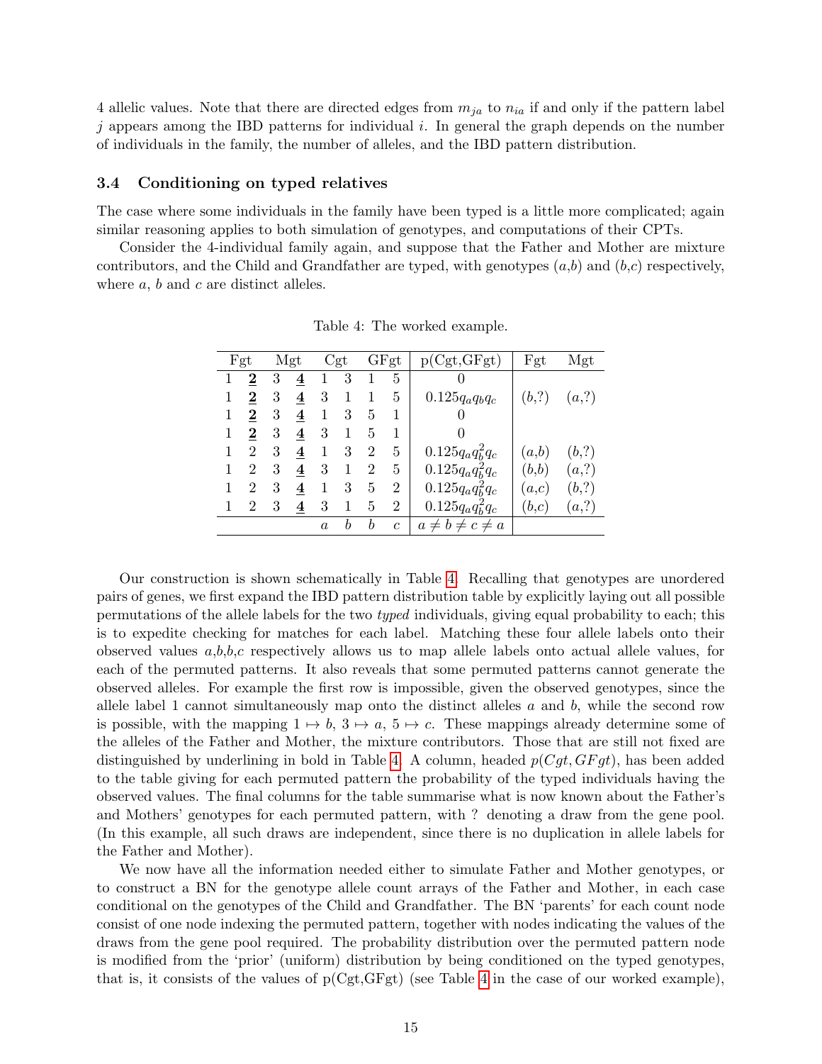4 allelic values. Note that there are directed edges from $m_{ja}$ to $n_{ia}$ if and only if the pattern label $j$ appears among the IBD patterns for individual $i$. In general the graph depends on the number of individuals in the family, the number of alleles, and the IBD pattern distribution.

### 3.4 Conditioning on typed relatives

The case where some individuals in the family have been typed is a little more complicated; again similar reasoning applies to both simulation of genotypes, and computations of their CPTs.

Consider the 4-individual family again, and suppose that the Father and Mother are mixture contributors, and the Child and Grandfather are typed, with genotypes ($a$,$b$) and ($b$,$c$) respectively, where $a$, $b$ and $c$ are distinct alleles.

Table 4: The worked example.

| Fgt | | Mgt | | Cgt | | GFgt | | p(Cgt,GFgt) | Fgt | Mgt |
|---|---|---|---|---|---|---|---|---|---|---|
| 1 | **2** | 3 | **4** | 1 | 3 | 1 | 5 | 0 | | |
| 1 | **2** | 3 | **4** | 3 | 1 | 1 | 5 | $0.125q_aq_bq_c$ | ($b$,?) | ($a$,?) |
| 1 | **2** | 3 | **4** | 1 | 3 | 5 | 1 | 0 | | |
| 1 | **2** | 3 | **4** | 3 | 1 | 5 | 1 | 0 | | |
| 1 | 2 | 3 | **4** | 1 | 3 | 2 | 5 | $0.125q_aq_b^2q_c$ | ($a$,$b$) | ($b$,?) |
| 1 | 2 | 3 | **4** | 3 | 1 | 2 | 5 | $0.125q_aq_b^2q_c$ | ($b$,$b$) | ($a$,?) |
| 1 | 2 | 3 | **4** | 1 | 3 | 5 | 2 | $0.125q_aq_b^2q_c$ | ($a$,$c$) | ($b$,?) |
| 1 | 2 | 3 | **4** | 3 | 1 | 5 | 2 | $0.125q_aq_b^2q_c$ | ($b$,$c$) | ($a$,?) |
| | | | | $a$ | $b$ | $b$ | $c$ | $a \neq b \neq c \neq a$ | | |

Our construction is shown schematically in Table 4. Recalling that genotypes are unordered pairs of genes, we first expand the IBD pattern distribution table by explicitly laying out all possible permutations of the allele labels for the two *typed* individuals, giving equal probability to each; this is to expedite checking for matches for each label. Matching these four allele labels onto their observed values $a$,$b$,$b$,$c$ respectively allows us to map allele labels onto actual allele values, for each of the permuted patterns. It also reveals that some permuted patterns cannot generate the observed alleles. For example the first row is impossible, given the observed genotypes, since the allele label 1 cannot simultaneously map onto the distinct alleles $a$ and $b$, while the second row is possible, with the mapping $1 \mapsto b$, $3 \mapsto a$, $5 \mapsto c$. These mappings already determine some of the alleles of the Father and Mother, the mixture contributors. Those that are still not fixed are distinguished by underlining in bold in Table 4. A column, headed $p(Cgt, GFgt)$, has been added to the table giving for each permuted pattern the probability of the typed individuals having the observed values. The final columns for the table summarise what is now known about the Father's and Mothers' genotypes for each permuted pattern, with ? denoting a draw from the gene pool. (In this example, all such draws are independent, since there is no duplication in allele labels for the Father and Mother).

We now have all the information needed either to simulate Father and Mother genotypes, or to construct a BN for the genotype allele count arrays of the Father and Mother, in each case conditional on the genotypes of the Child and Grandfather. The BN 'parents' for each count node consist of one node indexing the permuted pattern, together with nodes indicating the values of the draws from the gene pool required. The probability distribution over the permuted pattern node is modified from the 'prior' (uniform) distribution by being conditioned on the typed genotypes, that is, it consists of the values of p(Cgt,GFgt) (see Table 4 in the case of our worked example),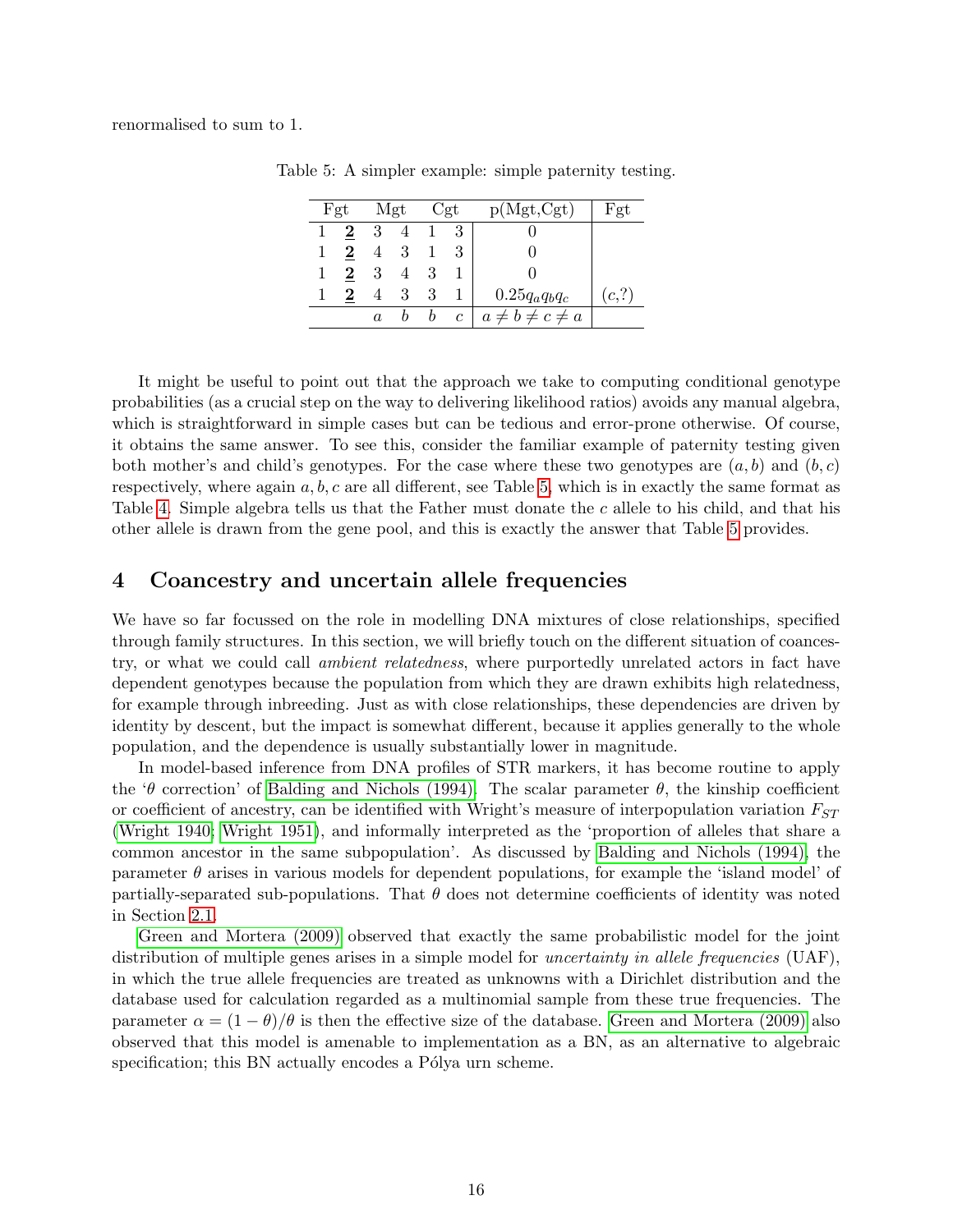renormalised to sum to 1.

Table 5: A simpler example: simple paternity testing.

| Fgt | | Mgt | | Cgt | | p(Mgt,Cgt) | Fgt |
|---|---|---|---|---|---|---|---|
| 1 | **2** | 3 | 4 | 1 | 3 | 0 | |
| 1 | **2** | 4 | 3 | 1 | 3 | 0 | |
| 1 | **2** | 3 | 4 | 3 | 1 | 0 | |
| 1 | **2** | 4 | 3 | 3 | 1 | $0.25q_aq_bq_c$ | $(c,?)$ |
| | | $a$ | $b$ | $b$ | $c$ | $a \neq b \neq c \neq a$ | |

It might be useful to point out that the approach we take to computing conditional genotype probabilities (as a crucial step on the way to delivering likelihood ratios) avoids any manual algebra, which is straightforward in simple cases but can be tedious and error-prone otherwise. Of course, it obtains the same answer. To see this, consider the familiar example of paternity testing given both mother's and child's genotypes. For the case where these two genotypes are $(a, b)$ and $(b, c)$ respectively, where again $a, b, c$ are all different, see Table 5, which is in exactly the same format as Table 4. Simple algebra tells us that the Father must donate the $c$ allele to his child, and that his other allele is drawn from the gene pool, and this is exactly the answer that Table 5 provides.

## 4 Coancestry and uncertain allele frequencies

We have so far focussed on the role in modelling DNA mixtures of close relationships, specified through family structures. In this section, we will briefly touch on the different situation of coancestry, or what we could call *ambient relatedness*, where purportedly unrelated actors in fact have dependent genotypes because the population from which they are drawn exhibits high relatedness, for example through inbreeding. Just as with close relationships, these dependencies are driven by identity by descent, but the impact is somewhat different, because it applies generally to the whole population, and the dependence is usually substantially lower in magnitude.

In model-based inference from DNA profiles of STR markers, it has become routine to apply the '$\theta$ correction' of Balding and Nichols (1994). The scalar parameter $\theta$, the kinship coefficient or coefficient of ancestry, can be identified with Wright's measure of interpopulation variation $F_{ST}$ (Wright 1940; Wright 1951), and informally interpreted as the 'proportion of alleles that share a common ancestor in the same subpopulation'. As discussed by Balding and Nichols (1994), the parameter $\theta$ arises in various models for dependent populations, for example the 'island model' of partially-separated sub-populations. That $\theta$ does not determine coefficients of identity was noted in Section 2.1.

Green and Mortera (2009) observed that exactly the same probabilistic model for the joint distribution of multiple genes arises in a simple model for *uncertainty in allele frequencies* (UAF), in which the true allele frequencies are treated as unknowns with a Dirichlet distribution and the database used for calculation regarded as a multinomial sample from these true frequencies. The parameter $\alpha = (1 - \theta)/\theta$ is then the effective size of the database. Green and Mortera (2009) also observed that this model is amenable to implementation as a BN, as an alternative to algebraic specification; this BN actually encodes a Pólya urn scheme.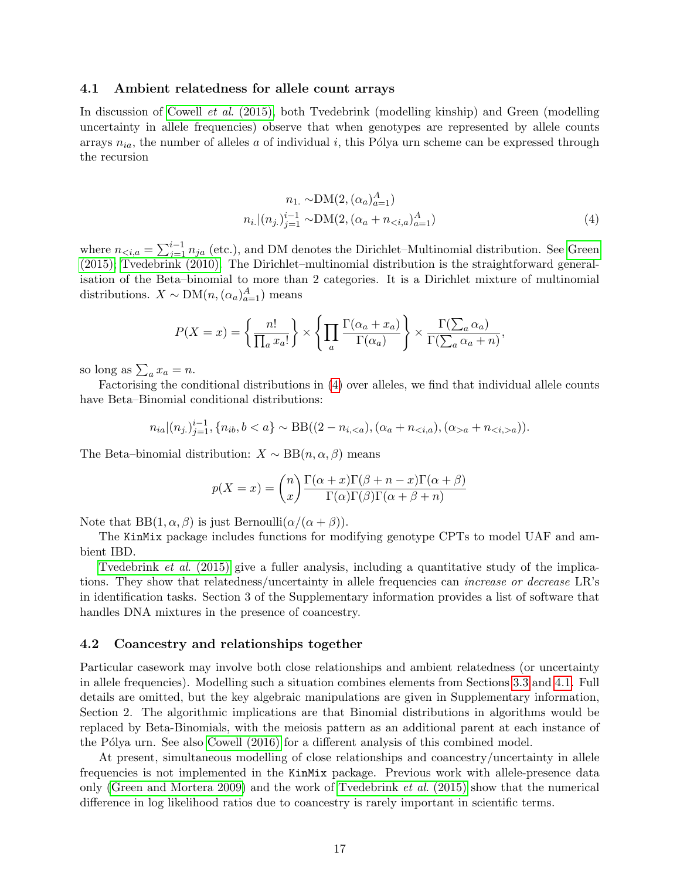### 4.1 Ambient relatedness for allele count arrays

In discussion of Cowell *et al.* (2015), both Tvedebrink (modelling kinship) and Green (modelling uncertainty in allele frequencies) observe that when genotypes are represented by allele counts arrays $n_{ia}$, the number of alleles $a$ of individual $i$, this Pólya urn scheme can be expressed through the recursion

$$
\begin{aligned}
n_{1\cdot} &\sim \mathrm{DM}(2, (\alpha_a)_{a=1}^{A}) \\
n_{i\cdot} | (n_{j\cdot})_{j=1}^{i-1} &\sim \mathrm{DM}(2, (\alpha_a + n_{<i,a})_{a=1}^{A})
\end{aligned}
\tag{4}
$$

where $n_{<i,a} = \sum_{j=1}^{i-1} n_{ja}$ (etc.), and DM denotes the Dirichlet–Multinomial distribution. See Green (2015); Tvedebrink (2010). The Dirichlet–multinomial distribution is the straightforward generalisation of the Beta–binomial to more than 2 categories. It is a Dirichlet mixture of multinomial distributions. $X \sim \mathrm{DM}(n, (\alpha_a)_{a=1}^{A})$ means

$$
P(X = x) = \left\{ \frac{n!}{\prod_a x_a!} \right\} \times \left\{ \prod_a \frac{\Gamma(\alpha_a + x_a)}{\Gamma(\alpha_a)} \right\} \times \frac{\Gamma(\sum_a \alpha_a)}{\Gamma(\sum_a \alpha_a + n)},
$$

so long as $\sum_a x_a = n$.

Factorising the conditional distributions in (4) over alleles, we find that individual allele counts have Beta–Binomial conditional distributions:

$$
n_{ia} | (n_{j\cdot})_{j=1}^{i-1}, \{n_{ib}, b < a\} \sim \mathrm{BB}((2 - n_{i,<a}), (\alpha_a + n_{<i,a}), (\alpha_{>a} + n_{<i,>a})).
$$

The Beta–binomial distribution: $X \sim \mathrm{BB}(n, \alpha, \beta)$ means

$$
p(X = x) = \binom{n}{x} \frac{\Gamma(\alpha + x)\Gamma(\beta + n - x)\Gamma(\alpha + \beta)}{\Gamma(\alpha)\Gamma(\beta)\Gamma(\alpha + \beta + n)}
$$

Note that $\mathrm{BB}(1, \alpha, \beta)$ is just Bernoulli$(\alpha/(\alpha + \beta))$.

The `KinMix` package includes functions for modifying genotype CPTs to model UAF and ambient IBD.

Tvedebrink *et al.* (2015) give a fuller analysis, including a quantitative study of the implications. They show that relatedness/uncertainty in allele frequencies can *increase or decrease* LR's in identification tasks. Section 3 of the Supplementary information provides a list of software that handles DNA mixtures in the presence of coancestry.

### 4.2 Coancestry and relationships together

Particular casework may involve both close relationships and ambient relatedness (or uncertainty in allele frequencies). Modelling such a situation combines elements from Sections 3.3 and 4.1. Full details are omitted, but the key algebraic manipulations are given in Supplementary information, Section 2. The algorithmic implications are that Binomial distributions in algorithms would be replaced by Beta-Binomials, with the meiosis pattern as an additional parent at each instance of the Pólya urn. See also Cowell (2016) for a different analysis of this combined model.

At present, simultaneous modelling of close relationships and coancestry/uncertainty in allele frequencies is not implemented in the `KinMix` package. Previous work with allele-presence data only (Green and Mortera 2009) and the work of Tvedebrink *et al.* (2015) show that the numerical difference in log likelihood ratios due to coancestry is rarely important in scientific terms.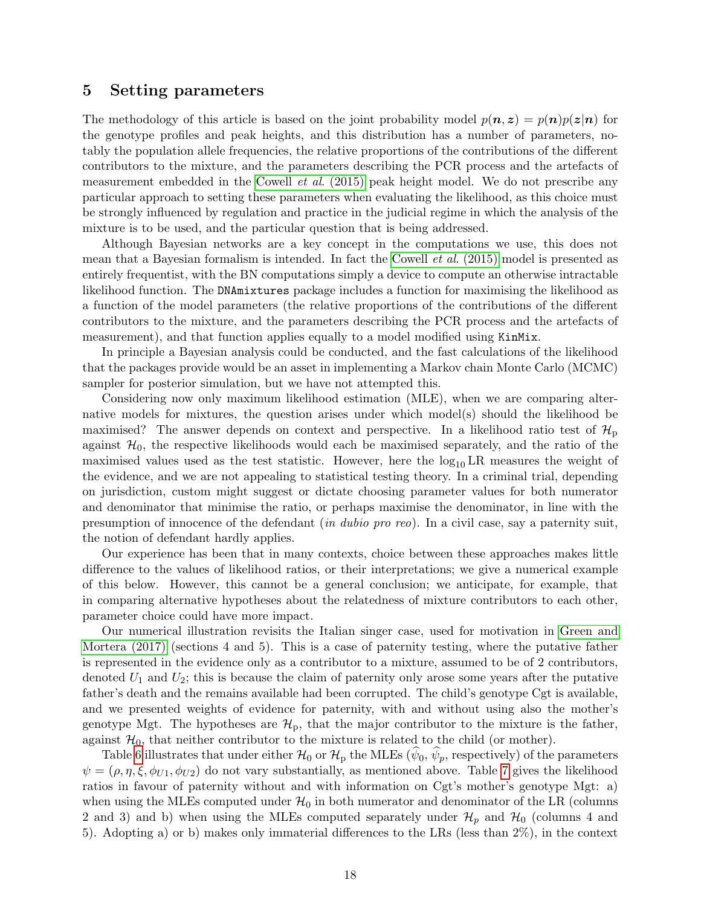## 5 Setting parameters

The methodology of this article is based on the joint probability model $p(\boldsymbol{n}, \boldsymbol{z}) = p(\boldsymbol{n})p(\boldsymbol{z}|\boldsymbol{n})$ for the genotype profiles and peak heights, and this distribution has a number of parameters, notably the population allele frequencies, the relative proportions of the contributions of the different contributors to the mixture, and the parameters describing the PCR process and the artefacts of measurement embedded in the Cowell *et al.* (2015) peak height model. We do not prescribe any particular approach to setting these parameters when evaluating the likelihood, as this choice must be strongly influenced by regulation and practice in the judicial regime in which the analysis of the mixture is to be used, and the particular question that is being addressed.

Although Bayesian networks are a key concept in the computations we use, this does not mean that a Bayesian formalism is intended. In fact the Cowell *et al.* (2015) model is presented as entirely frequentist, with the BN computations simply a device to compute an otherwise intractable likelihood function. The `DNAmixtures` package includes a function for maximising the likelihood as a function of the model parameters (the relative proportions of the contributions of the different contributors to the mixture, and the parameters describing the PCR process and the artefacts of measurement), and that function applies equally to a model modified using `KinMix`.

In principle a Bayesian analysis could be conducted, and the fast calculations of the likelihood that the packages provide would be an asset in implementing a Markov chain Monte Carlo (MCMC) sampler for posterior simulation, but we have not attempted this.

Considering now only maximum likelihood estimation (MLE), when we are comparing alternative models for mixtures, the question arises under which model(s) should the likelihood be maximised? The answer depends on context and perspective. In a likelihood ratio test of $\mathcal{H}_\mathrm{p}$ against $\mathcal{H}_0$, the respective likelihoods would each be maximised separately, and the ratio of the maximised values used as the test statistic. However, here the $\log_{10}$ LR measures the weight of the evidence, and we are not appealing to statistical testing theory. In a criminal trial, depending on jurisdiction, custom might suggest or dictate choosing parameter values for both numerator and denominator that minimise the ratio, or perhaps maximise the denominator, in line with the presumption of innocence of the defendant (*in dubio pro reo*). In a civil case, say a paternity suit, the notion of defendant hardly applies.

Our experience has been that in many contexts, choice between these approaches makes little difference to the values of likelihood ratios, or their interpretations; we give a numerical example of this below. However, this cannot be a general conclusion; we anticipate, for example, that in comparing alternative hypotheses about the relatedness of mixture contributors to each other, parameter choice could have more impact.

Our numerical illustration revisits the Italian singer case, used for motivation in Green and Mortera (2017) (sections 4 and 5). This is a case of paternity testing, where the putative father is represented in the evidence only as a contributor to a mixture, assumed to be of 2 contributors, denoted $U_1$ and $U_2$; this is because the claim of paternity only arose some years after the putative father's death and the remains available had been corrupted. The child's genotype Cgt is available, and we presented weights of evidence for paternity, with and without using also the mother's genotype Mgt. The hypotheses are $\mathcal{H}_\mathrm{p}$, that the major contributor to the mixture is the father, against $\mathcal{H}_0$, that neither contributor to the mixture is related to the child (or mother).

Table 6 illustrates that under either $\mathcal{H}_0$ or $\mathcal{H}_\mathrm{p}$ the MLEs ($\widehat{\psi}_0$, $\widehat{\psi}_p$, respectively) of the parameters $\psi = (\rho, \eta, \xi, \phi_{U1}, \phi_{U2})$ do not vary substantially, as mentioned above. Table 7 gives the likelihood ratios in favour of paternity without and with information on Cgt's mother's genotype Mgt: a) when using the MLEs computed under $\mathcal{H}_0$ in both numerator and denominator of the LR (columns 2 and 3) and b) when using the MLEs computed separately under $\mathcal{H}_p$ and $\mathcal{H}_0$ (columns 4 and 5). Adopting a) or b) makes only immaterial differences to the LRs (less than 2%), in the context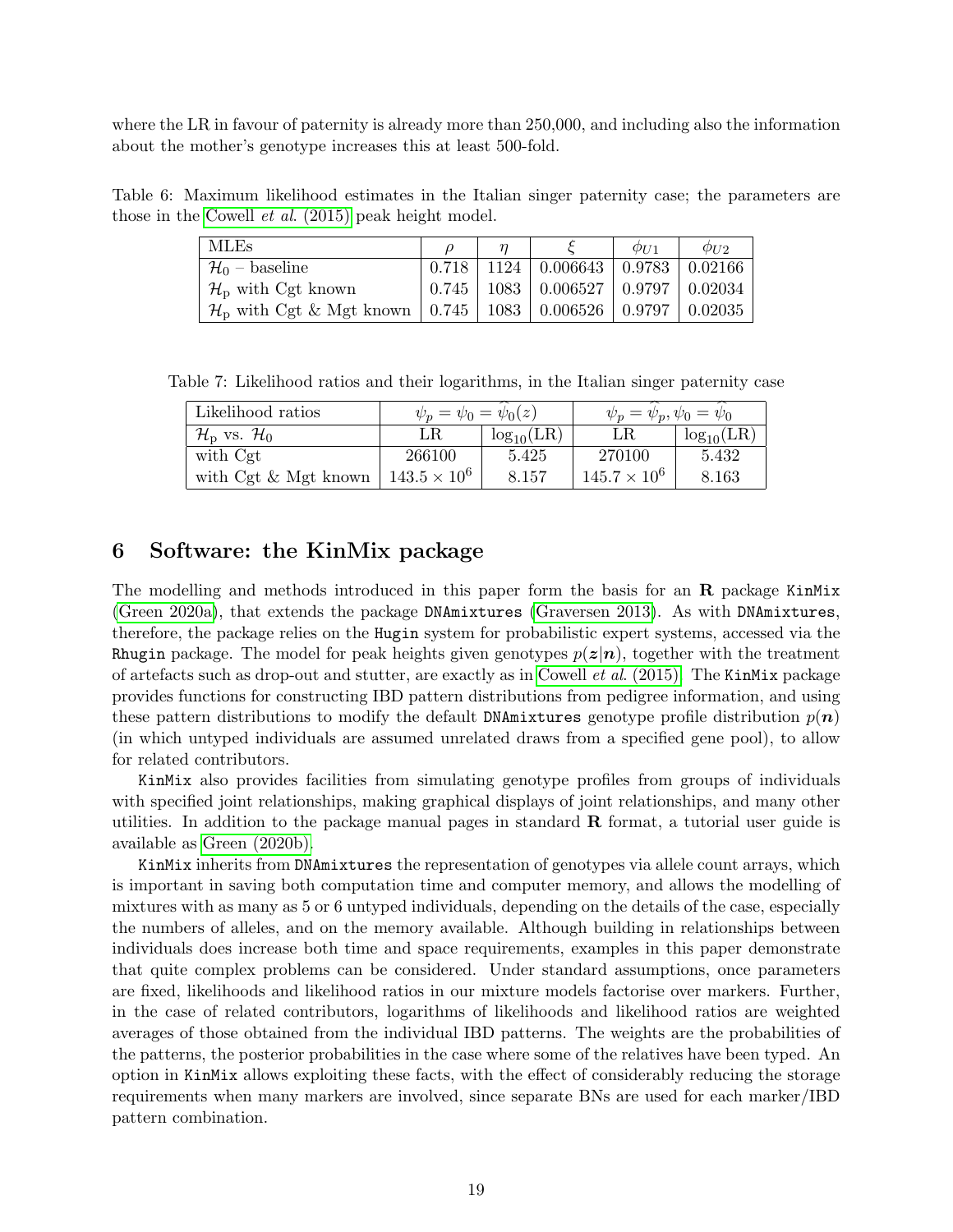where the LR in favour of paternity is already more than 250,000, and including also the information about the mother's genotype increases this at least 500-fold.

Table 6: Maximum likelihood estimates in the Italian singer paternity case; the parameters are those in the Cowell *et al.* (2015) peak height model.

| MLEs | $\rho$ | $\eta$ | $\xi$ | $\phi_{U1}$ | $\phi_{U2}$ |
|---|---|---|---|---|---|
| $\mathcal{H}_0$ – baseline | 0.718 | 1124 | 0.006643 | 0.9783 | 0.02166 |
| $\mathcal{H}_\mathrm{p}$ with Cgt known | 0.745 | 1083 | 0.006527 | 0.9797 | 0.02034 |
| $\mathcal{H}_\mathrm{p}$ with Cgt & Mgt known | 0.745 | 1083 | 0.006526 | 0.9797 | 0.02035 |

Table 7: Likelihood ratios and their logarithms, in the Italian singer paternity case

| Likelihood ratios | $\psi_p = \psi_0 = \widehat{\psi}_0(z)$ | | $\psi_p = \widehat{\psi}_p, \psi_0 = \widehat{\psi}_0$ | |
|---|---|---|---|---|
| $\mathcal{H}_\mathrm{p}$ vs. $\mathcal{H}_0$ | LR | $\log_{10}(\mathrm{LR})$ | LR | $\log_{10}(\mathrm{LR})$ |
| with Cgt | 266100 | 5.425 | 270100 | 5.432 |
| with Cgt & Mgt known | $143.5 \times 10^6$ | 8.157 | $145.7 \times 10^6$ | 8.163 |

## 6 Software: the KinMix package

The modelling and methods introduced in this paper form the basis for an **R** package `KinMix` (Green 2020a), that extends the package `DNAmixtures` (Graversen 2013). As with `DNAmixtures`, therefore, the package relies on the `Hugin` system for probabilistic expert systems, accessed via the `Rhugin` package. The model for peak heights given genotypes $p(\boldsymbol{z}|\boldsymbol{n})$, together with the treatment of artefacts such as drop-out and stutter, are exactly as in Cowell *et al.* (2015). The `KinMix` package provides functions for constructing IBD pattern distributions from pedigree information, and using these pattern distributions to modify the default `DNAmixtures` genotype profile distribution $p(\boldsymbol{n})$ (in which untyped individuals are assumed unrelated draws from a specified gene pool), to allow for related contributors.

`KinMix` also provides facilities from simulating genotype profiles from groups of individuals with specified joint relationships, making graphical displays of joint relationships, and many other utilities. In addition to the package manual pages in standard **R** format, a tutorial user guide is available as Green (2020b).

`KinMix` inherits from `DNAmixtures` the representation of genotypes via allele count arrays, which is important in saving both computation time and computer memory, and allows the modelling of mixtures with as many as 5 or 6 untyped individuals, depending on the details of the case, especially the numbers of alleles, and on the memory available. Although building in relationships between individuals does increase both time and space requirements, examples in this paper demonstrate that quite complex problems can be considered. Under standard assumptions, once parameters are fixed, likelihoods and likelihood ratios in our mixture models factorise over markers. Further, in the case of related contributors, logarithms of likelihoods and likelihood ratios are weighted averages of those obtained from the individual IBD patterns. The weights are the probabilities of the patterns, the posterior probabilities in the case where some of the relatives have been typed. An option in `KinMix` allows exploiting these facts, with the effect of considerably reducing the storage requirements when many markers are involved, since separate BNs are used for each marker/IBD pattern combination.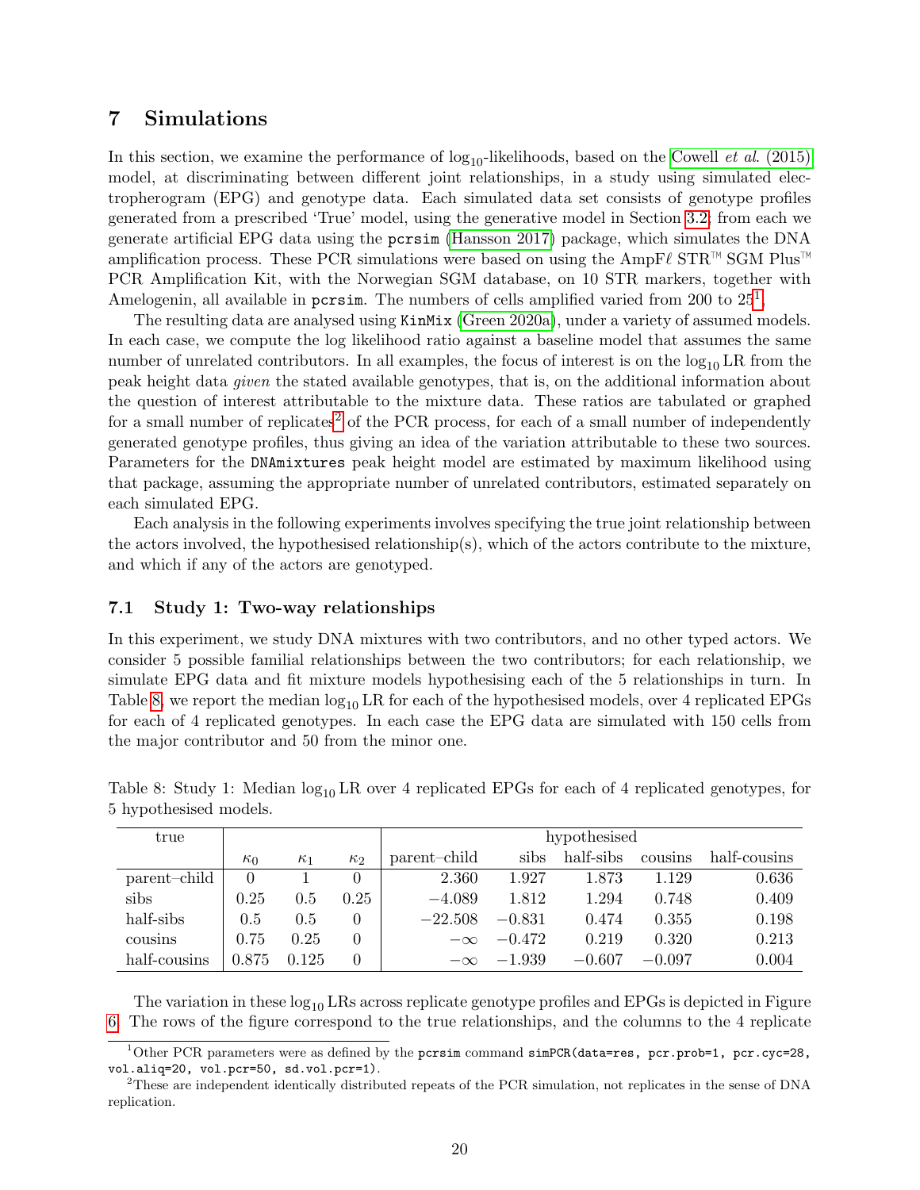## 7 Simulations

In this section, we examine the performance of $\log_{10}$-likelihoods, based on the Cowell *et al.* (2015) model, at discriminating between different joint relationships, in a study using simulated electropherogram (EPG) and genotype data. Each simulated data set consists of genotype profiles generated from a prescribed 'True' model, using the generative model in Section 3.2; from each we generate artificial EPG data using the `pcrsim` (Hansson 2017) package, which simulates the DNA amplification process. These PCR simulations were based on using the AmpFℓ STR™ SGM Plus™ PCR Amplification Kit, with the Norwegian SGM database, on 10 STR markers, together with Amelogenin, all available in `pcrsim`. The numbers of cells amplified varied from 200 to 25[1].

The resulting data are analysed using `KinMix` (Green 2020a), under a variety of assumed models. In each case, we compute the log likelihood ratio against a baseline model that assumes the same number of unrelated contributors. In all examples, the focus of interest is on the $\log_{10}$ LR from the peak height data *given* the stated available genotypes, that is, on the additional information about the question of interest attributable to the mixture data. These ratios are tabulated or graphed for a small number of replicates[2] of the PCR process, for each of a small number of independently generated genotype profiles, thus giving an idea of the variation attributable to these two sources. Parameters for the `DNAmixtures` peak height model are estimated by maximum likelihood using that package, assuming the appropriate number of unrelated contributors, estimated separately on each simulated EPG.

Each analysis in the following experiments involves specifying the true joint relationship between the actors involved, the hypothesised relationship(s), which of the actors contribute to the mixture, and which if any of the actors are genotyped.

### 7.1 Study 1: Two-way relationships

In this experiment, we study DNA mixtures with two contributors, and no other typed actors. We consider 5 possible familial relationships between the two contributors; for each relationship, we simulate EPG data and fit mixture models hypothesising each of the 5 relationships in turn. In Table 8, we report the median $\log_{10}$ LR for each of the hypothesised models, over 4 replicated EPGs for each of 4 replicated genotypes. In each case the EPG data are simulated with 150 cells from the major contributor and 50 from the minor one.

Table 8: Study 1: Median $\log_{10}$ LR over 4 replicated EPGs for each of 4 replicated genotypes, for 5 hypothesised models.

| true | | | | hypothesised | | | | |
|---|---|---|---|---|---|---|---|---|
| | $\kappa_0$ | $\kappa_1$ | $\kappa_2$ | parent–child | sibs | half-sibs | cousins | half-cousins |
| parent–child | 0 | 1 | 0 | 2.360 | 1.927 | 1.873 | 1.129 | 0.636 |
| sibs | 0.25 | 0.5 | 0.25 | $-4.089$ | 1.812 | 1.294 | 0.748 | 0.409 |
| half-sibs | 0.5 | 0.5 | 0 | $-22.508$ | $-0.831$ | 0.474 | 0.355 | 0.198 |
| cousins | 0.75 | 0.25 | 0 | $-\infty$ | $-0.472$ | 0.219 | 0.320 | 0.213 |
| half-cousins | 0.875 | 0.125 | 0 | $-\infty$ | $-1.939$ | $-0.607$ | $-0.097$ | 0.004 |

The variation in these $\log_{10}$ LRs across replicate genotype profiles and EPGs is depicted in Figure 6. The rows of the figure correspond to the true relationships, and the columns to the 4 replicate

[1] Other PCR parameters were as defined by the `pcrsim` command `simPCR(data=res, pcr.prob=1, pcr.cyc=28, vol.aliq=20, vol.pcr=50, sd.vol.pcr=1)`.

[2] These are independent identically distributed repeats of the PCR simulation, not replicates in the sense of DNA replication.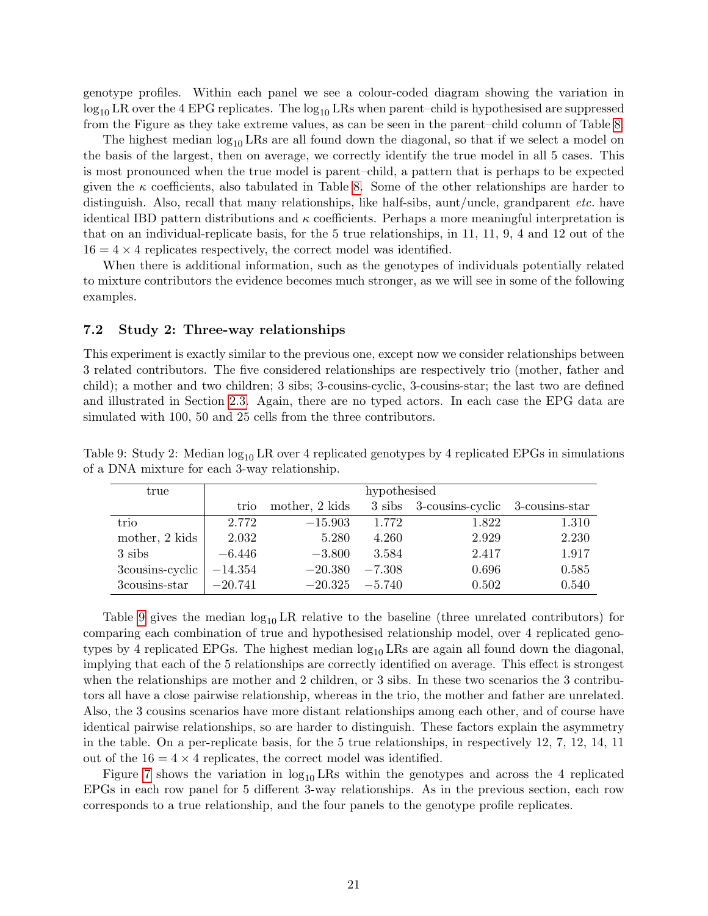genotype profiles. Within each panel we see a colour-coded diagram showing the variation in $\log_{10}$ LR over the 4 EPG replicates. The $\log_{10}$ LRs when parent–child is hypothesised are suppressed from the Figure as they take extreme values, as can be seen in the parent–child column of Table 8.

The highest median $\log_{10}$ LRs are all found down the diagonal, so that if we select a model on the basis of the largest, then on average, we correctly identify the true model in all 5 cases. This is most pronounced when the true model is parent–child, a pattern that is perhaps to be expected given the $\kappa$ coefficients, also tabulated in Table 8. Some of the other relationships are harder to distinguish. Also, recall that many relationships, like half-sibs, aunt/uncle, grandparent *etc.* have identical IBD pattern distributions and $\kappa$ coefficients. Perhaps a more meaningful interpretation is that on an individual-replicate basis, for the 5 true relationships, in 11, 11, 9, 4 and 12 out of the $16 = 4 \times 4$ replicates respectively, the correct model was identified.

When there is additional information, such as the genotypes of individuals potentially related to mixture contributors the evidence becomes much stronger, as we will see in some of the following examples.

### 7.2 Study 2: Three-way relationships

This experiment is exactly similar to the previous one, except now we consider relationships between 3 related contributors. The five considered relationships are respectively trio (mother, father and child); a mother and two children; 3 sibs; 3-cousins-cyclic, 3-cousins-star; the last two are defined and illustrated in Section 2.3. Again, there are no typed actors. In each case the EPG data are simulated with 100, 50 and 25 cells from the three contributors.

Table 9: Study 2: Median $\log_{10}$ LR over 4 replicated genotypes by 4 replicated EPGs in simulations of a DNA mixture for each 3-way relationship.

| true | hypothesised | | | | |
|---|---|---|---|---|---|
| | trio | mother, 2 kids | 3 sibs | 3-cousins-cyclic | 3-cousins-star |
| trio | 2.772 | −15.903 | 1.772 | 1.822 | 1.310 |
| mother, 2 kids | 2.032 | 5.280 | 4.260 | 2.929 | 2.230 |
| 3 sibs | −6.446 | −3.800 | 3.584 | 2.417 | 1.917 |
| 3cousins-cyclic | −14.354 | −20.380 | −7.308 | 0.696 | 0.585 |
| 3cousins-star | −20.741 | −20.325 | −5.740 | 0.502 | 0.540 |

Table 9 gives the median $\log_{10}$ LR relative to the baseline (three unrelated contributors) for comparing each combination of true and hypothesised relationship model, over 4 replicated genotypes by 4 replicated EPGs. The highest median $\log_{10}$ LRs are again all found down the diagonal, implying that each of the 5 relationships are correctly identified on average. This effect is strongest when the relationships are mother and 2 children, or 3 sibs. In these two scenarios the 3 contributors all have a close pairwise relationship, whereas in the trio, the mother and father are unrelated. Also, the 3 cousins scenarios have more distant relationships among each other, and of course have identical pairwise relationships, so are harder to distinguish. These factors explain the asymmetry in the table. On a per-replicate basis, for the 5 true relationships, in respectively 12, 7, 12, 14, 11 out of the $16 = 4 \times 4$ replicates, the correct model was identified.

Figure 7 shows the variation in $\log_{10}$ LRs within the genotypes and across the 4 replicated EPGs in each row panel for 5 different 3-way relationships. As in the previous section, each row corresponds to a true relationship, and the four panels to the genotype profile replicates.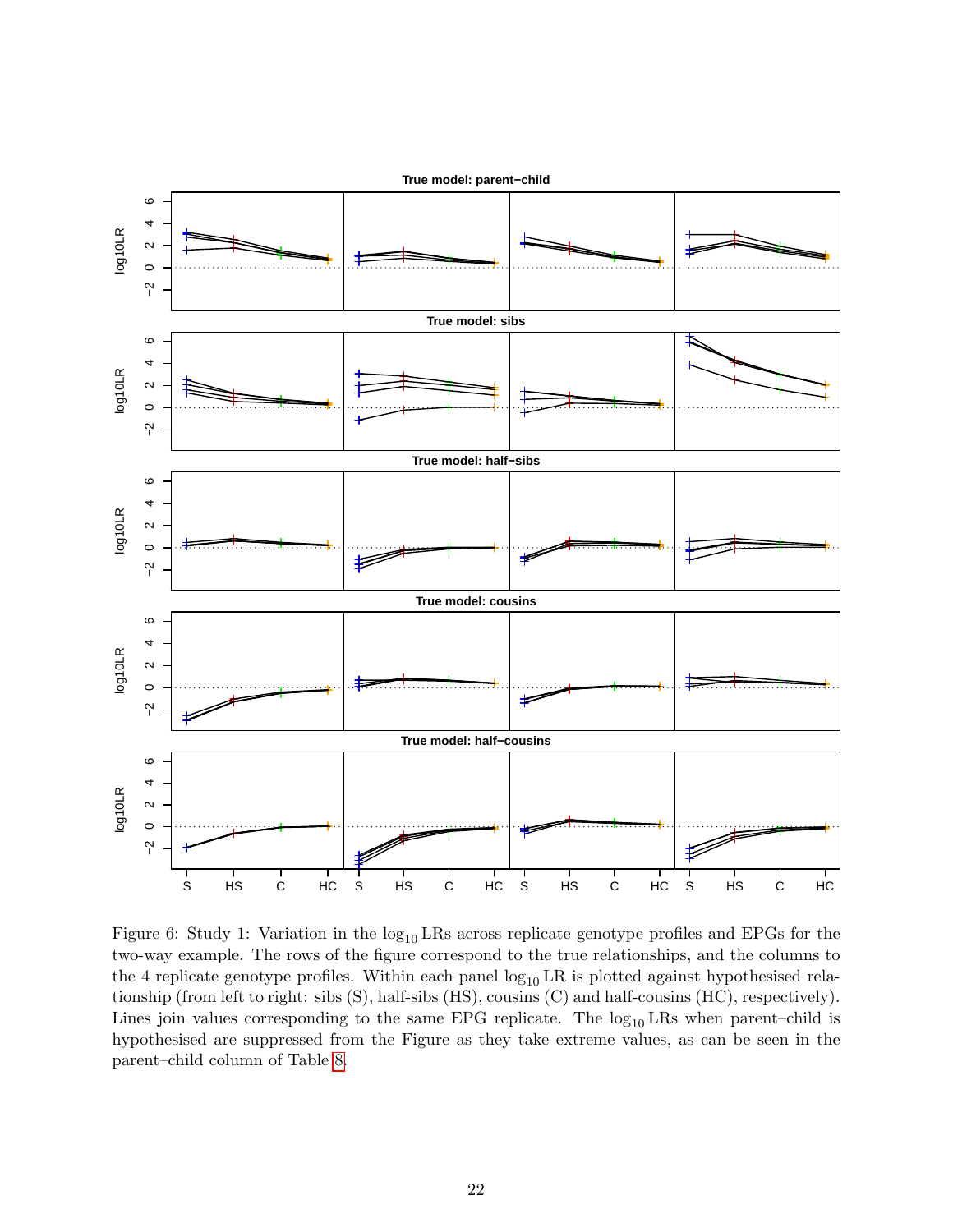Figure 6: Study 1: Variation in the $\log_{10}$ LRs across replicate genotype profiles and EPGs for the two-way example. The rows of the figure correspond to the true relationships, and the columns to the 4 replicate genotype profiles. Within each panel $\log_{10}$ LR is plotted against hypothesised relationship (from left to right: sibs (S), half-sibs (HS), cousins (C) and half-cousins (HC), respectively). Lines join values corresponding to the same EPG replicate. The $\log_{10}$ LRs when parent–child is hypothesised are suppressed from the Figure as they take extreme values, as can be seen in the parent–child column of Table 8.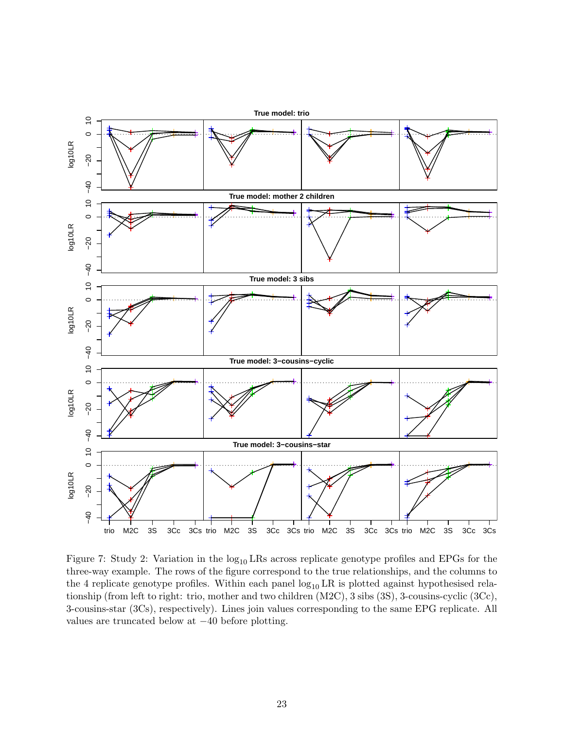Figure 7: Study 2: Variation in the $\log_{10}$ LRs across replicate genotype profiles and EPGs for the three-way example. The rows of the figure correspond to the true relationships, and the columns to the 4 replicate genotype profiles. Within each panel $\log_{10}$ LR is plotted against hypothesised relationship (from left to right: trio, mother and two children (M2C), 3 sibs (3S), 3-cousins-cyclic (3Cc), 3-cousins-star (3Cs), respectively). Lines join values corresponding to the same EPG replicate. All values are truncated below at $-40$ before plotting.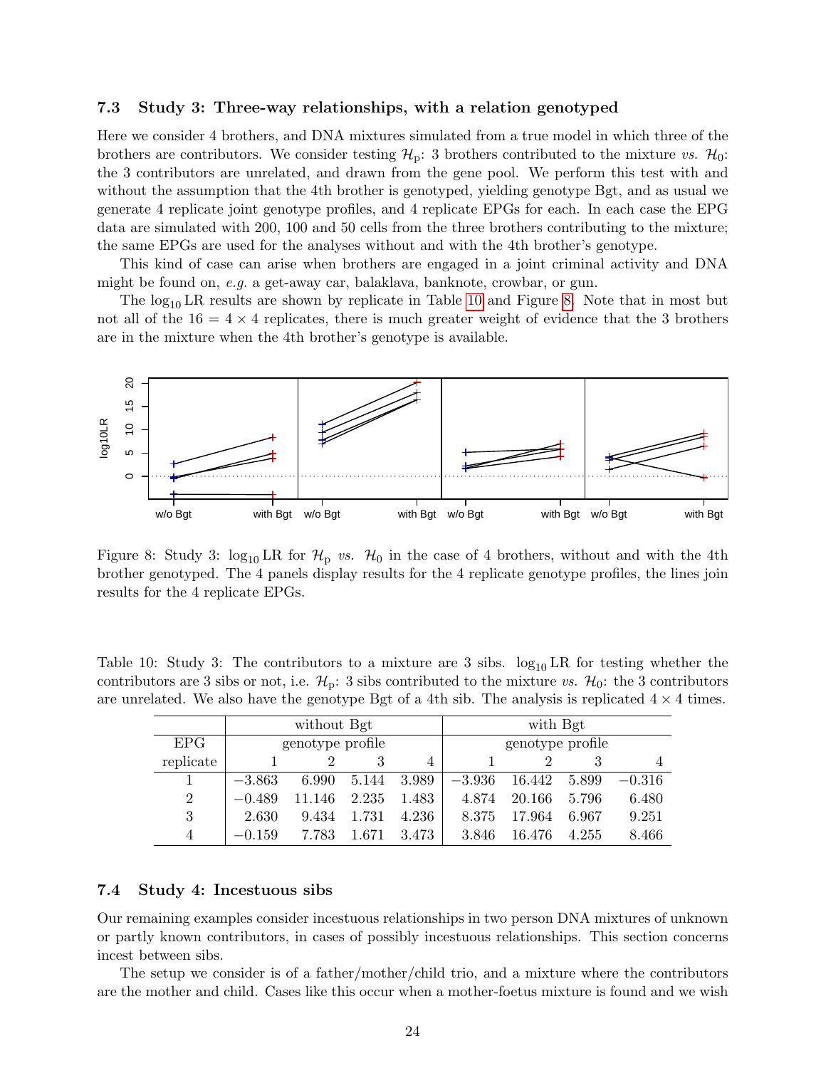### 7.3 Study 3: Three-way relationships, with a relation genotyped

Here we consider 4 brothers, and DNA mixtures simulated from a true model in which three of the brothers are contributors. We consider testing $\mathcal{H}_\mathrm{p}$: 3 brothers contributed to the mixture *vs.* $\mathcal{H}_0$: the 3 contributors are unrelated, and drawn from the gene pool. We perform this test with and without the assumption that the 4th brother is genotyped, yielding genotype Bgt, and as usual we generate 4 replicate joint genotype profiles, and 4 replicate EPGs for each. In each case the EPG data are simulated with 200, 100 and 50 cells from the three brothers contributing to the mixture; the same EPGs are used for the analyses without and with the 4th brother's genotype.

This kind of case can arise when brothers are engaged in a joint criminal activity and DNA might be found on, *e.g.* a get-away car, balaklava, banknote, crowbar, or gun.

The $\log_{10}$ LR results are shown by replicate in Table 10 and Figure 8. Note that in most but not all of the 16 = 4 × 4 replicates, there is much greater weight of evidence that the 3 brothers are in the mixture when the 4th brother's genotype is available.

Figure 8: Study 3: $\log_{10}$ LR for $\mathcal{H}_\mathrm{p}$ *vs.* $\mathcal{H}_0$ in the case of 4 brothers, without and with the 4th brother genotyped. The 4 panels display results for the 4 replicate genotype profiles, the lines join results for the 4 replicate EPGs.

Table 10: Study 3: The contributors to a mixture are 3 sibs. $\log_{10}$ LR for testing whether the contributors are 3 sibs or not, i.e. $\mathcal{H}_\mathrm{p}$: 3 sibs contributed to the mixture *vs.* $\mathcal{H}_0$: the 3 contributors are unrelated. We also have the genotype Bgt of a 4th sib. The analysis is replicated 4 × 4 times.

| | without Bgt | | | | with Bgt | | | |
|---|---|---|---|---|---|---|---|---|
| EPG | genotype profile | | | | genotype profile | | | |
| replicate | 1 | 2 | 3 | 4 | 1 | 2 | 3 | 4 |
| 1 | −3.863 | 6.990 | 5.144 | 3.989 | −3.936 | 16.442 | 5.899 | −0.316 |
| 2 | −0.489 | 11.146 | 2.235 | 1.483 | 4.874 | 20.166 | 5.796 | 6.480 |
| 3 | 2.630 | 9.434 | 1.731 | 4.236 | 8.375 | 17.964 | 6.967 | 9.251 |
| 4 | −0.159 | 7.783 | 1.671 | 3.473 | 3.846 | 16.476 | 4.255 | 8.466 |

### 7.4 Study 4: Incestuous sibs

Our remaining examples consider incestuous relationships in two person DNA mixtures of unknown or partly known contributors, in cases of possibly incestuous relationships. This section concerns incest between sibs.

The setup we consider is of a father/mother/child trio, and a mixture where the contributors are the mother and child. Cases like this occur when a mother-foetus mixture is found and we wish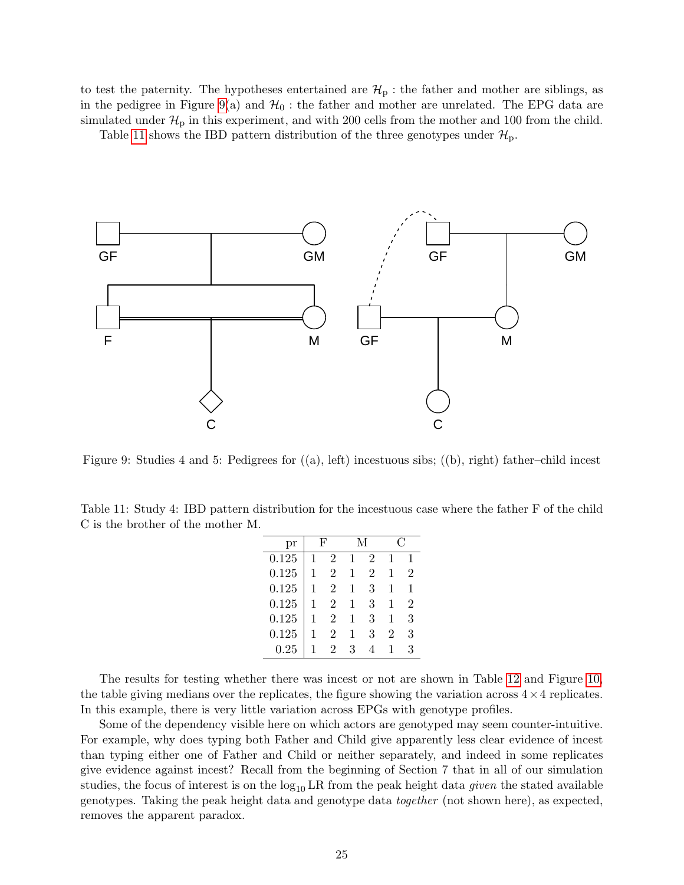to test the paternity. The hypotheses entertained are $\mathcal{H}_\mathrm{p}$ : the father and mother are siblings, as in the pedigree in Figure 9(a) and $\mathcal{H}_0$ : the father and mother are unrelated. The EPG data are simulated under $\mathcal{H}_\mathrm{p}$ in this experiment, and with 200 cells from the mother and 100 from the child.

Table 11 shows the IBD pattern distribution of the three genotypes under $\mathcal{H}_\mathrm{p}$.

Figure 9: Studies 4 and 5: Pedigrees for ((a), left) incestuous sibs; ((b), right) father–child incest

Table 11: Study 4: IBD pattern distribution for the incestuous case where the father F of the child C is the brother of the mother M.

| pr | F | | M | | C | |
|---|---|---|---|---|---|---|
| 0.125 | 1 | 2 | 1 | 2 | 1 | 1 |
| 0.125 | 1 | 2 | 1 | 2 | 1 | 2 |
| 0.125 | 1 | 2 | 1 | 3 | 1 | 1 |
| 0.125 | 1 | 2 | 1 | 3 | 1 | 2 |
| 0.125 | 1 | 2 | 1 | 3 | 1 | 3 |
| 0.125 | 1 | 2 | 1 | 3 | 2 | 3 |
| 0.25 | 1 | 2 | 3 | 4 | 1 | 3 |

The results for testing whether there was incest or not are shown in Table 12 and Figure 10, the table giving medians over the replicates, the figure showing the variation across $4 \times 4$ replicates. In this example, there is very little variation across EPGs with genotype profiles.

Some of the dependency visible here on which actors are genotyped may seem counter-intuitive. For example, why does typing both Father and Child give apparently less clear evidence of incest than typing either one of Father and Child or neither separately, and indeed in some replicates give evidence against incest? Recall from the beginning of Section 7 that in all of our simulation studies, the focus of interest is on the $\log_{10}$ LR from the peak height data *given* the stated available genotypes. Taking the peak height data and genotype data *together* (not shown here), as expected, removes the apparent paradox.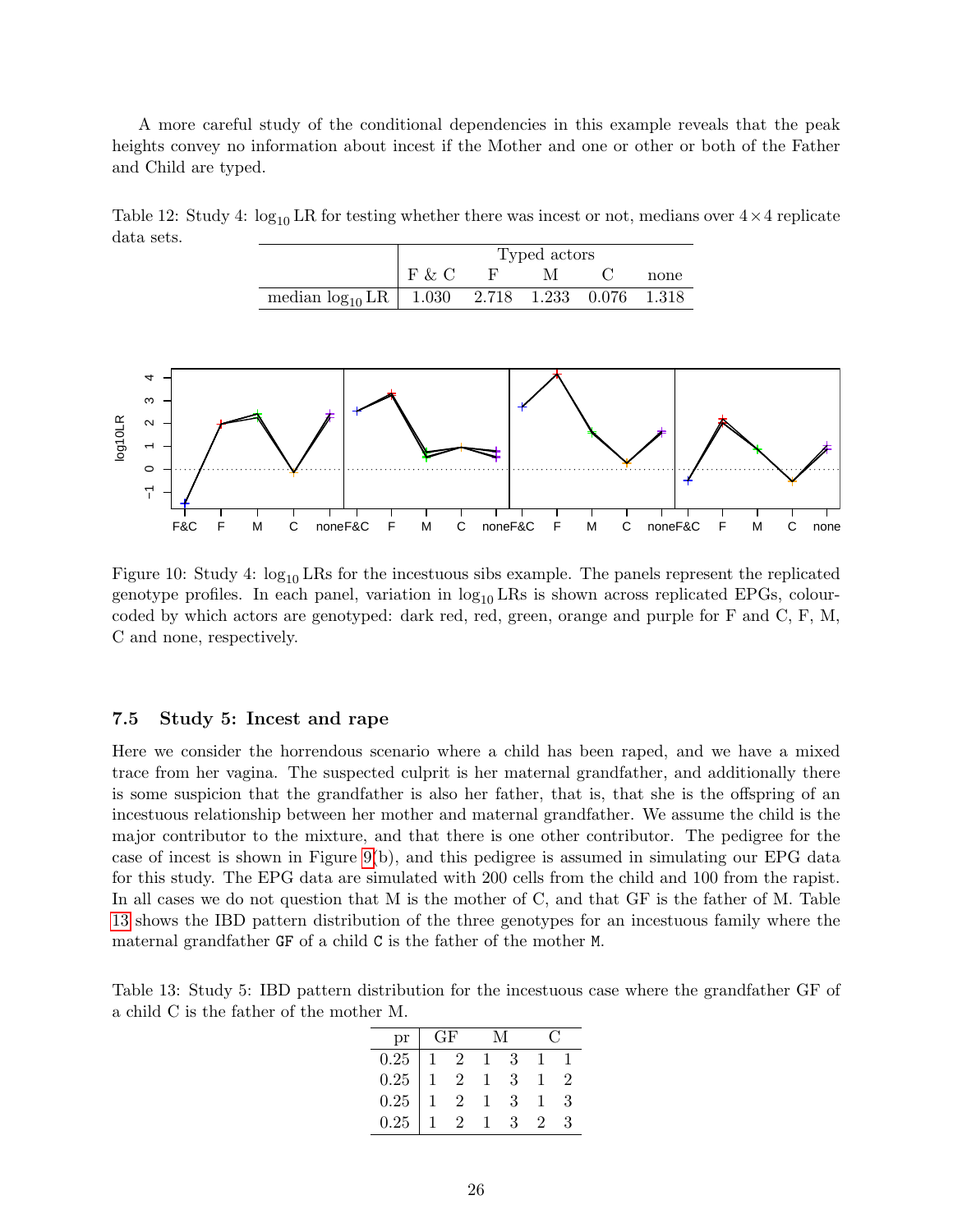A more careful study of the conditional dependencies in this example reveals that the peak heights convey no information about incest if the Mother and one or other or both of the Father and Child are typed.

Table 12: Study 4: $\log_{10}$ LR for testing whether there was incest or not, medians over $4 \times 4$ replicate data sets.

| | Typed actors | | | | |
|---|---|---|---|---|---|
| | F & C | F | M | C | none |
| median $\log_{10}$ LR | 1.030 | 2.718 | 1.233 | 0.076 | 1.318 |

Figure 10: Study 4: $\log_{10}$ LRs for the incestuous sibs example. The panels represent the replicated genotype profiles. In each panel, variation in $\log_{10}$ LRs is shown across replicated EPGs, colour-coded by which actors are genotyped: dark red, red, green, orange and purple for F and C, F, M, C and none, respectively.

### 7.5 Study 5: Incest and rape

Here we consider the horrendous scenario where a child has been raped, and we have a mixed trace from her vagina. The suspected culprit is her maternal grandfather, and additionally there is some suspicion that the grandfather is also her father, that is, that she is the offspring of an incestuous relationship between her mother and maternal grandfather. We assume the child is the major contributor to the mixture, and that there is one other contributor. The pedigree for the case of incest is shown in Figure 9(b), and this pedigree is assumed in simulating our EPG data for this study. The EPG data are simulated with 200 cells from the child and 100 from the rapist. In all cases we do not question that M is the mother of C, and that GF is the father of M. Table 13 shows the IBD pattern distribution of the three genotypes for an incestuous family where the maternal grandfather GF of a child C is the father of the mother M.

Table 13: Study 5: IBD pattern distribution for the incestuous case where the grandfather GF of a child C is the father of the mother M.

| pr | GF | | M | | C | |
|---|---|---|---|---|---|---|
| 0.25 | 1 | 2 | 1 | 3 | 1 | 1 |
| 0.25 | 1 | 2 | 1 | 3 | 1 | 2 |
| 0.25 | 1 | 2 | 1 | 3 | 1 | 3 |
| 0.25 | 1 | 2 | 1 | 3 | 2 | 3 |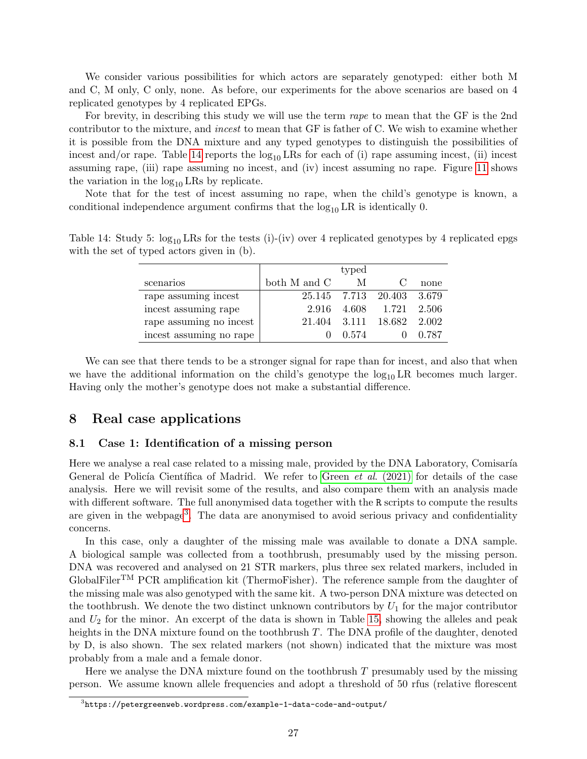We consider various possibilities for which actors are separately genotyped: either both M and C, M only, C only, none. As before, our experiments for the above scenarios are based on 4 replicated genotypes by 4 replicated EPGs.

For brevity, in describing this study we will use the term *rape* to mean that the GF is the 2nd contributor to the mixture, and *incest* to mean that GF is father of C. We wish to examine whether it is possible from the DNA mixture and any typed genotypes to distinguish the possibilities of incest and/or rape. Table 14 reports the $\log_{10}$ LRs for each of (i) rape assuming incest, (ii) incest assuming rape, (iii) rape assuming no incest, and (iv) incest assuming no rape. Figure 11 shows the variation in the $\log_{10}$ LRs by replicate.

Note that for the test of incest assuming no rape, when the child's genotype is known, a conditional independence argument confirms that the $\log_{10}$ LR is identically 0.

Table 14: Study 5: $\log_{10}$ LRs for the tests (i)-(iv) over 4 replicated genotypes by 4 replicated epgs with the set of typed actors given in (b).

| | typed | | | |
|---|---|---|---|---|
| scenarios | both M and C | M | C | none |
| rape assuming incest | 25.145 | 7.713 | 20.403 | 3.679 |
| incest assuming rape | 2.916 | 4.608 | 1.721 | 2.506 |
| rape assuming no incest | 21.404 | 3.111 | 18.682 | 2.002 |
| incest assuming no rape | 0 | 0.574 | 0 | 0.787 |

We can see that there tends to be a stronger signal for rape than for incest, and also that when we have the additional information on the child's genotype the $\log_{10}$ LR becomes much larger. Having only the mother's genotype does not make a substantial difference.

## 8 Real case applications

### 8.1 Case 1: Identification of a missing person

Here we analyse a real case related to a missing male, provided by the DNA Laboratory, Comisaría General de Policía Científica of Madrid. We refer to Green *et al.* (2021) for details of the case analysis. Here we will revisit some of the results, and also compare them with an analysis made with different software. The full anonymised data together with the R scripts to compute the results are given in the webpage[3]. The data are anonymised to avoid serious privacy and confidentiality concerns.

In this case, only a daughter of the missing male was available to donate a DNA sample. A biological sample was collected from a toothbrush, presumably used by the missing person. DNA was recovered and analysed on 21 STR markers, plus three sex related markers, included in GlobalFiler™ PCR amplification kit (ThermoFisher). The reference sample from the daughter of the missing male was also genotyped with the same kit. A two-person DNA mixture was detected on the toothbrush. We denote the two distinct unknown contributors by $U_1$ for the major contributor and $U_2$ for the minor. An excerpt of the data is shown in Table 15, showing the alleles and peak heights in the DNA mixture found on the toothbrush $T$. The DNA profile of the daughter, denoted by D, is also shown. The sex related markers (not shown) indicated that the mixture was most probably from a male and a female donor.

Here we analyse the DNA mixture found on the toothbrush $T$ presumably used by the missing person. We assume known allele frequencies and adopt a threshold of 50 rfus (relative florescent

[3]https://petergreenweb.wordpress.com/example-1-data-code-and-output/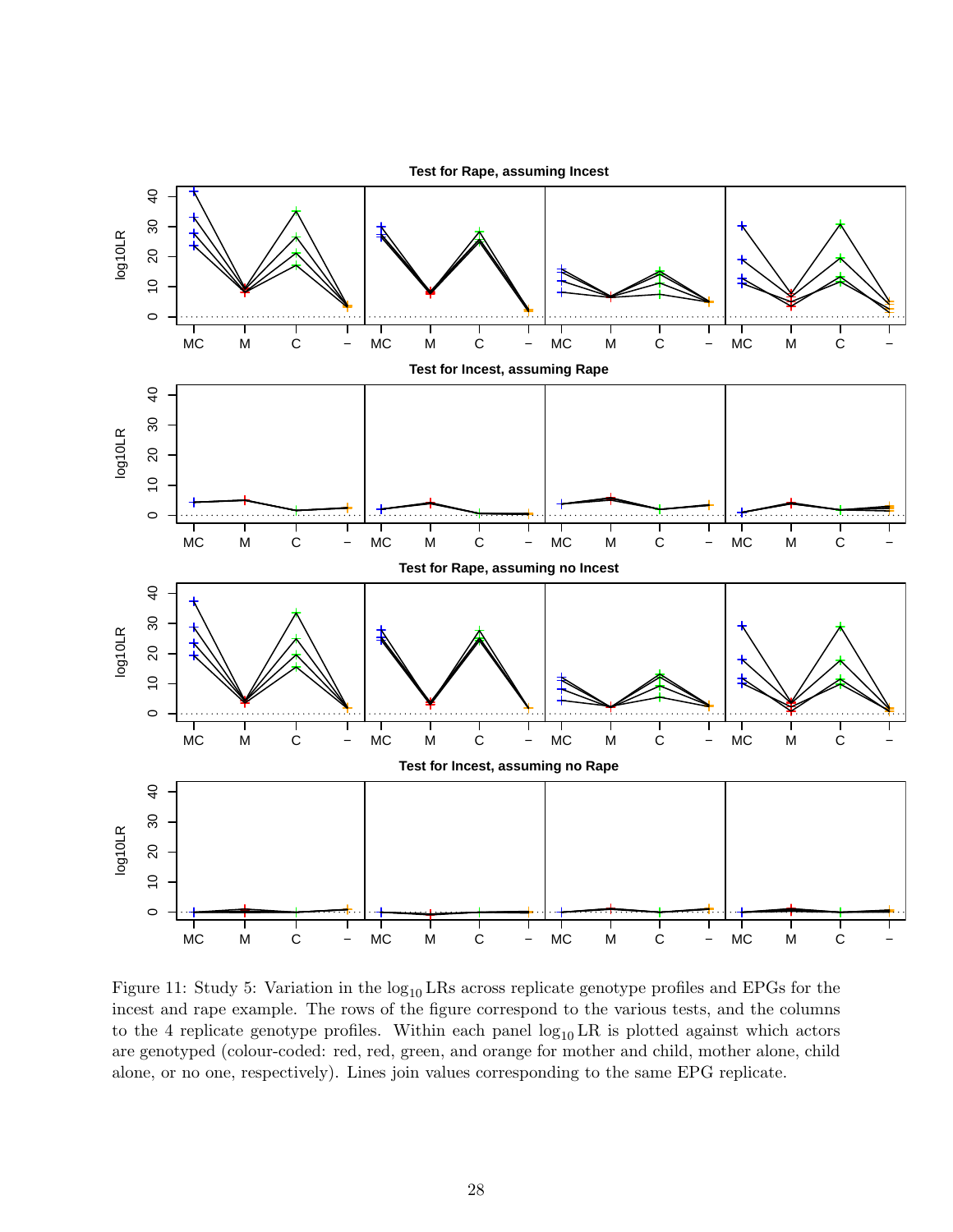Figure 11: Study 5: Variation in the $\log_{10}$ LRs across replicate genotype profiles and EPGs for the incest and rape example. The rows of the figure correspond to the various tests, and the columns to the 4 replicate genotype profiles. Within each panel $\log_{10}$ LR is plotted against which actors are genotyped (colour-coded: red, red, green, and orange for mother and child, mother alone, child alone, or no one, respectively). Lines join values corresponding to the same EPG replicate.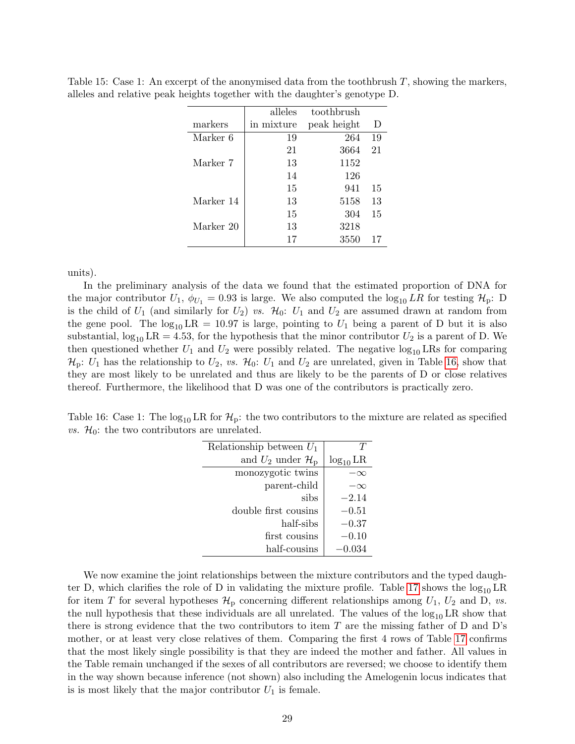Table 15: Case 1: An excerpt of the anonymised data from the toothbrush $T$, showing the markers, alleles and relative peak heights together with the daughter's genotype D.

| markers | alleles in mixture | toothbrush peak height | D |
|---|---|---|---|
| Marker 6 | 19 | 264 | 19 |
| | 21 | 3664 | 21 |
| Marker 7 | 13 | 1152 | |
| | 14 | 126 | |
| | 15 | 941 | 15 |
| Marker 14 | 13 | 5158 | 13 |
| | 15 | 304 | 15 |
| Marker 20 | 13 | 3218 | |
| | 17 | 3550 | 17 |

units).

In the preliminary analysis of the data we found that the estimated proportion of DNA for the major contributor $U_1$, $\phi_{U_1} = 0.93$ is large. We also computed the $\log_{10} LR$ for testing $\mathcal{H}_\text{p}$: D is the child of $U_1$ (and similarly for $U_2$) *vs.* $\mathcal{H}_0$: $U_1$ and $U_2$ are assumed drawn at random from the gene pool. The $\log_{10} \text{LR} = 10.97$ is large, pointing to $U_1$ being a parent of D but it is also substantial, $\log_{10} \text{LR} = 4.53$, for the hypothesis that the minor contributor $U_2$ is a parent of D. We then questioned whether $U_1$ and $U_2$ were possibly related. The negative $\log_{10}$ LRs for comparing $\mathcal{H}_\text{p}$: $U_1$ has the relationship to $U_2$, *vs.* $\mathcal{H}_0$: $U_1$ and $U_2$ are unrelated, given in Table 16, show that they are most likely to be unrelated and thus are likely to be the parents of D or close relatives thereof. Furthermore, the likelihood that D was one of the contributors is practically zero.

Table 16: Case 1: The $\log_{10}$ LR for $\mathcal{H}_\text{p}$: the two contributors to the mixture are related as specified *vs.* $\mathcal{H}_0$: the two contributors are unrelated.

| Relationship between $U_1$ and $U_2$ under $\mathcal{H}_\text{p}$ | $T$ $\log_{10}$ LR |
|---|---|
| monozygotic twins | $-\infty$ |
| parent-child | $-\infty$ |
| sibs | $-2.14$ |
| double first cousins | $-0.51$ |
| half-sibs | $-0.37$ |
| first cousins | $-0.10$ |
| half-cousins | $-0.034$ |

We now examine the joint relationships between the mixture contributors and the typed daughter D, which clarifies the role of D in validating the mixture profile. Table 17 shows the $\log_{10}$ LR for item $T$ for several hypotheses $\mathcal{H}_\text{p}$ concerning different relationships among $U_1$, $U_2$ and D, *vs.* the null hypothesis that these individuals are all unrelated. The values of the $\log_{10}$ LR show that there is strong evidence that the two contributors to item $T$ are the missing father of D and D's mother, or at least very close relatives of them. Comparing the first 4 rows of Table 17 confirms that the most likely single possibility is that they are indeed the mother and father. All values in the Table remain unchanged if the sexes of all contributors are reversed; we choose to identify them in the way shown because inference (not shown) also including the Amelogenin locus indicates that is is most likely that the major contributor $U_1$ is female.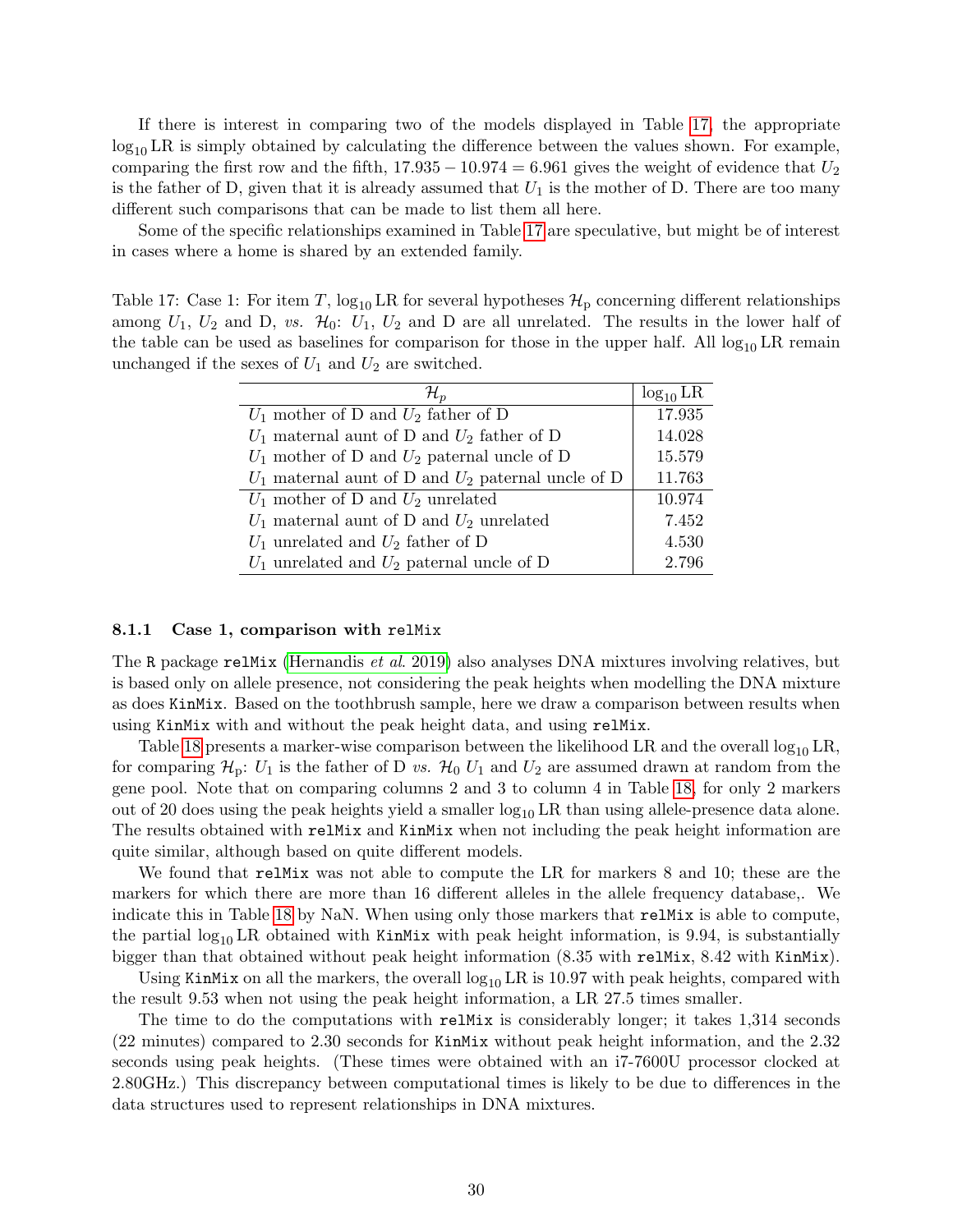If there is interest in comparing two of the models displayed in Table 17, the appropriate $\log_{10}$ LR is simply obtained by calculating the difference between the values shown. For example, comparing the first row and the fifth, $17.935 - 10.974 = 6.961$ gives the weight of evidence that $U_2$ is the father of D, given that it is already assumed that $U_1$ is the mother of D. There are too many different such comparisons that can be made to list them all here.

Some of the specific relationships examined in Table 17 are speculative, but might be of interest in cases where a home is shared by an extended family.

Table 17: Case 1: For item $T$, $\log_{10}$ LR for several hypotheses $\mathcal{H}_p$ concerning different relationships among $U_1$, $U_2$ and D, *vs.* $\mathcal{H}_0$: $U_1$, $U_2$ and D are all unrelated. The results in the lower half of the table can be used as baselines for comparison for those in the upper half. All $\log_{10}$ LR remain unchanged if the sexes of $U_1$ and $U_2$ are switched.

| $\mathcal{H}_p$ | $\log_{10}$ LR |
|---|---|
| $U_1$ mother of D and $U_2$ father of D | 17.935 |
| $U_1$ maternal aunt of D and $U_2$ father of D | 14.028 |
| $U_1$ mother of D and $U_2$ paternal uncle of D | 15.579 |
| $U_1$ maternal aunt of D and $U_2$ paternal uncle of D | 11.763 |
| $U_1$ mother of D and $U_2$ unrelated | 10.974 |
| $U_1$ maternal aunt of D and $U_2$ unrelated | 7.452 |
| $U_1$ unrelated and $U_2$ father of D | 4.530 |
| $U_1$ unrelated and $U_2$ paternal uncle of D | 2.796 |

### 8.1.1 Case 1, comparison with `relMix`

The R package `relMix` (Hernandis *et al.* 2019) also analyses DNA mixtures involving relatives, but is based only on allele presence, not considering the peak heights when modelling the DNA mixture as does `KinMix`. Based on the toothbrush sample, here we draw a comparison between results when using `KinMix` with and without the peak height data, and using `relMix`.

Table 18 presents a marker-wise comparison between the likelihood LR and the overall $\log_{10}$ LR, for comparing $\mathcal{H}_p$: $U_1$ is the father of D *vs.* $\mathcal{H}_0$ $U_1$ and $U_2$ are assumed drawn at random from the gene pool. Note that on comparing columns 2 and 3 to column 4 in Table 18, for only 2 markers out of 20 does using the peak heights yield a smaller $\log_{10}$ LR than using allele-presence data alone. The results obtained with `relMix` and `KinMix` when not including the peak height information are quite similar, although based on quite different models.

We found that `relMix` was not able to compute the LR for markers 8 and 10; these are the markers for which there are more than 16 different alleles in the allele frequency database,. We indicate this in Table 18 by NaN. When using only those markers that `relMix` is able to compute, the partial $\log_{10}$ LR obtained with `KinMix` with peak height information, is 9.94, is substantially bigger than that obtained without peak height information (8.35 with `relMix`, 8.42 with `KinMix`).

Using `KinMix` on all the markers, the overall $\log_{10}$ LR is 10.97 with peak heights, compared with the result 9.53 when not using the peak height information, a LR 27.5 times smaller.

The time to do the computations with `relMix` is considerably longer; it takes 1,314 seconds (22 minutes) compared to 2.30 seconds for `KinMix` without peak height information, and the 2.32 seconds using peak heights. (These times were obtained with an i7-7600U processor clocked at 2.80GHz.) This discrepancy between computational times is likely to be due to differences in the data structures used to represent relationships in DNA mixtures.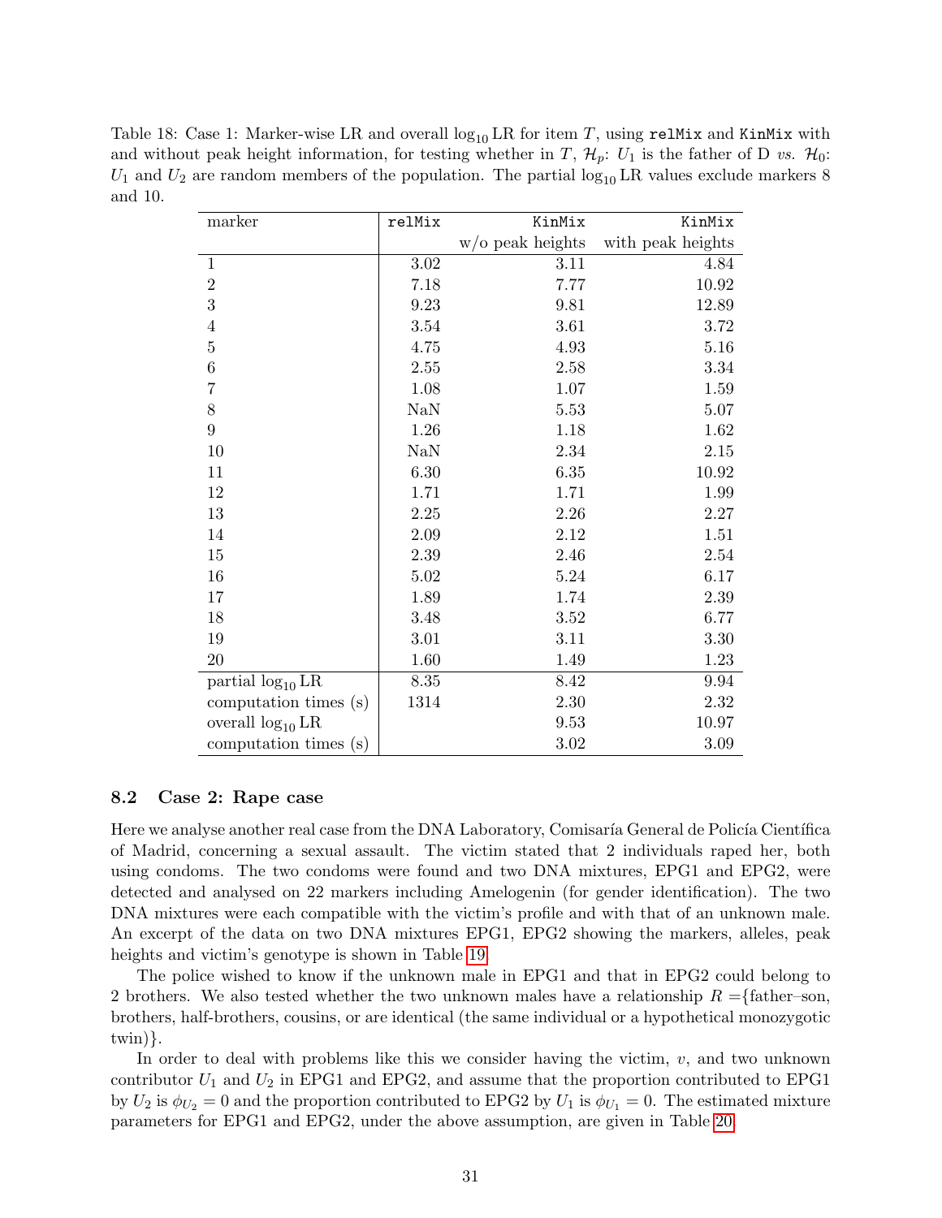Table 18: Case 1: Marker-wise LR and overall $\log_{10}$ LR for item $T$, using `relMix` and `KinMix` with and without peak height information, for testing whether in $T$, $\mathcal{H}_p$: $U_1$ is the father of D *vs.* $\mathcal{H}_0$: $U_1$ and $U_2$ are random members of the population. The partial $\log_{10}$ LR values exclude markers 8 and 10.

| marker | `relMix` | `KinMix` w/o peak heights | `KinMix` with peak heights |
|---|---|---|---|
| 1 | 3.02 | 3.11 | 4.84 |
| 2 | 7.18 | 7.77 | 10.92 |
| 3 | 9.23 | 9.81 | 12.89 |
| 4 | 3.54 | 3.61 | 3.72 |
| 5 | 4.75 | 4.93 | 5.16 |
| 6 | 2.55 | 2.58 | 3.34 |
| 7 | 1.08 | 1.07 | 1.59 |
| 8 | NaN | 5.53 | 5.07 |
| 9 | 1.26 | 1.18 | 1.62 |
| 10 | NaN | 2.34 | 2.15 |
| 11 | 6.30 | 6.35 | 10.92 |
| 12 | 1.71 | 1.71 | 1.99 |
| 13 | 2.25 | 2.26 | 2.27 |
| 14 | 2.09 | 2.12 | 1.51 |
| 15 | 2.39 | 2.46 | 2.54 |
| 16 | 5.02 | 5.24 | 6.17 |
| 17 | 1.89 | 1.74 | 2.39 |
| 18 | 3.48 | 3.52 | 6.77 |
| 19 | 3.01 | 3.11 | 3.30 |
| 20 | 1.60 | 1.49 | 1.23 |
| partial $\log_{10}$ LR | 8.35 | 8.42 | 9.94 |
| computation times (s) | 1314 | 2.30 | 2.32 |
| overall $\log_{10}$ LR | | 9.53 | 10.97 |
| computation times (s) | | 3.02 | 3.09 |

### 8.2 Case 2: Rape case

Here we analyse another real case from the DNA Laboratory, Comisaría General de Policía Científica of Madrid, concerning a sexual assault. The victim stated that 2 individuals raped her, both using condoms. The two condoms were found and two DNA mixtures, EPG1 and EPG2, were detected and analysed on 22 markers including Amelogenin (for gender identification). The two DNA mixtures were each compatible with the victim's profile and with that of an unknown male. An excerpt of the data on two DNA mixtures EPG1, EPG2 showing the markers, alleles, peak heights and victim's genotype is shown in Table 19.

The police wished to know if the unknown male in EPG1 and that in EPG2 could belong to 2 brothers. We also tested whether the two unknown males have a relationship $R$ ={father–son, brothers, half-brothers, cousins, or are identical (the same individual or a hypothetical monozygotic twin)}.

In order to deal with problems like this we consider having the victim, $v$, and two unknown contributor $U_1$ and $U_2$ in EPG1 and EPG2, and assume that the proportion contributed to EPG1 by $U_2$ is $\phi_{U_2} = 0$ and the proportion contributed to EPG2 by $U_1$ is $\phi_{U_1} = 0$. The estimated mixture parameters for EPG1 and EPG2, under the above assumption, are given in Table 20.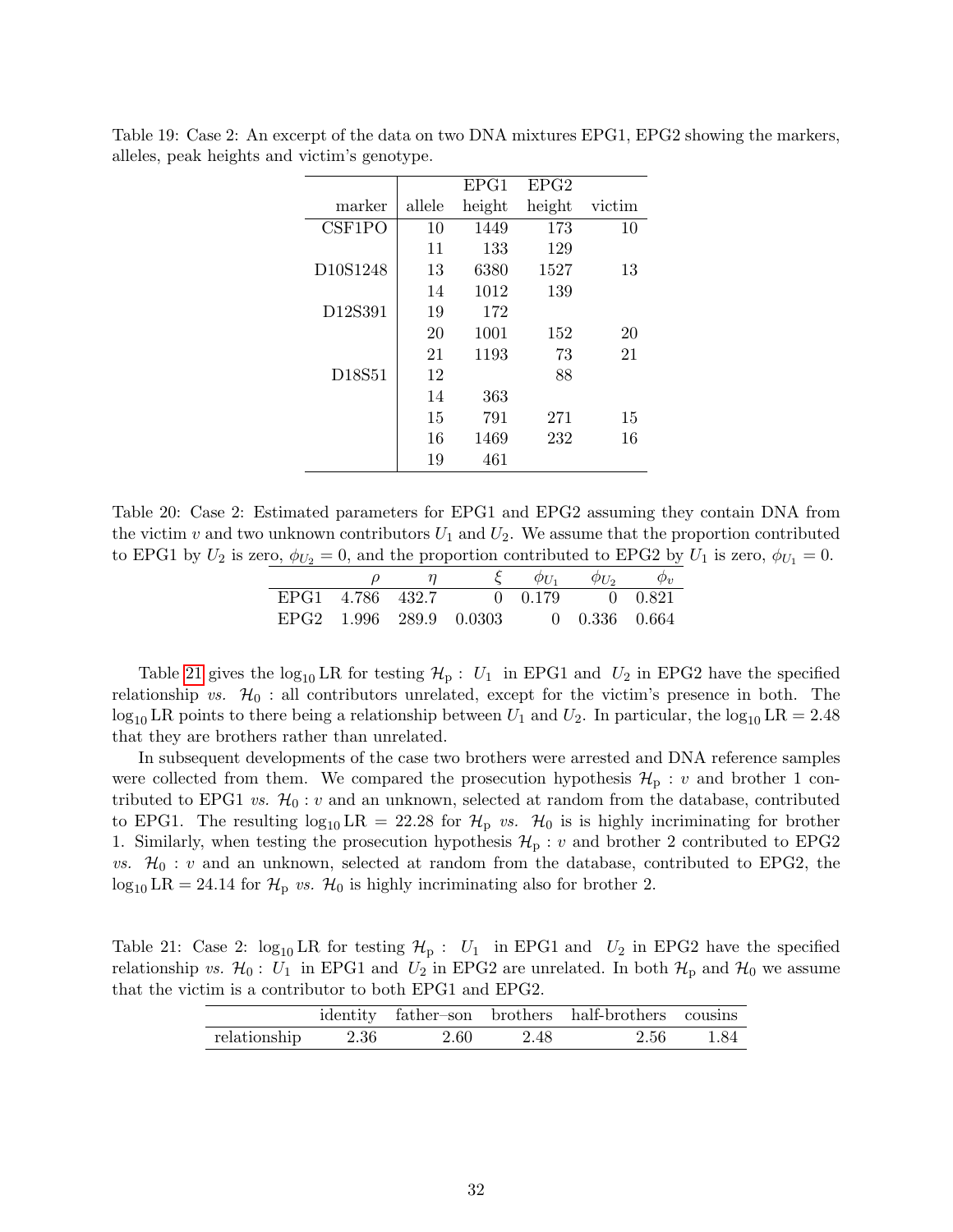Table 19: Case 2: An excerpt of the data on two DNA mixtures EPG1, EPG2 showing the markers, alleles, peak heights and victim's genotype.

| marker | allele | EPG1 height | EPG2 height | victim |
|---|---|---|---|---|
| CSF1PO | 10 | 1449 | 173 | 10 |
| | 11 | 133 | 129 | |
| D10S1248 | 13 | 6380 | 1527 | 13 |
| | 14 | 1012 | 139 | |
| D12S391 | 19 | 172 | | |
| | 20 | 1001 | 152 | 20 |
| | 21 | 1193 | 73 | 21 |
| D18S51 | 12 | | 88 | |
| | 14 | 363 | | |
| | 15 | 791 | 271 | 15 |
| | 16 | 1469 | 232 | 16 |
| | 19 | 461 | | |

Table 20: Case 2: Estimated parameters for EPG1 and EPG2 assuming they contain DNA from the victim $v$ and two unknown contributors $U_1$ and $U_2$. We assume that the proportion contributed to EPG1 by $U_2$ is zero, $\phi_{U_2} = 0$, and the proportion contributed to EPG2 by $U_1$ is zero, $\phi_{U_1} = 0$.

| | $\rho$ | $\eta$ | $\xi$ | $\phi_{U_1}$ | $\phi_{U_2}$ | $\phi_v$ |
|---|---|---|---|---|---|---|
| EPG1 | 4.786 | 432.7 | 0 | 0.179 | 0 | 0.821 |
| EPG2 | 1.996 | 289.9 | 0.0303 | 0 | 0.336 | 0.664 |

Table 21 gives the $\log_{10}$ LR for testing $\mathcal{H}_\text{p}$ : $U_1$ in EPG1 and $U_2$ in EPG2 have the specified relationship *vs.* $\mathcal{H}_0$ : all contributors unrelated, except for the victim's presence in both. The $\log_{10}$ LR points to there being a relationship between $U_1$ and $U_2$. In particular, the $\log_{10} \text{LR} = 2.48$ that they are brothers rather than unrelated.

In subsequent developments of the case two brothers were arrested and DNA reference samples were collected from them. We compared the prosecution hypothesis $\mathcal{H}_\text{p}$ : $v$ and brother 1 contributed to EPG1 *vs.* $\mathcal{H}_0$ : $v$ and an unknown, selected at random from the database, contributed to EPG1. The resulting $\log_{10} \text{LR} = 22.28$ for $\mathcal{H}_\text{p}$ *vs.* $\mathcal{H}_0$ is is highly incriminating for brother 1. Similarly, when testing the prosecution hypothesis $\mathcal{H}_\text{p}$ : $v$ and brother 2 contributed to EPG2 *vs.* $\mathcal{H}_0$ : $v$ and an unknown, selected at random from the database, contributed to EPG2, the $\log_{10} \text{LR} = 24.14$ for $\mathcal{H}_\text{p}$ *vs.* $\mathcal{H}_0$ is highly incriminating also for brother 2.

Table 21: Case 2: $\log_{10}$ LR for testing $\mathcal{H}_\text{p}$ : $U_1$ in EPG1 and $U_2$ in EPG2 have the specified relationship *vs.* $\mathcal{H}_0$ : $U_1$ in EPG1 and $U_2$ in EPG2 are unrelated. In both $\mathcal{H}_\text{p}$ and $\mathcal{H}_0$ we assume that the victim is a contributor to both EPG1 and EPG2.

| | identity | father–son | brothers | half-brothers | cousins |
|---|---|---|---|---|---|
| relationship | 2.36 | 2.60 | 2.48 | 2.56 | 1.84 |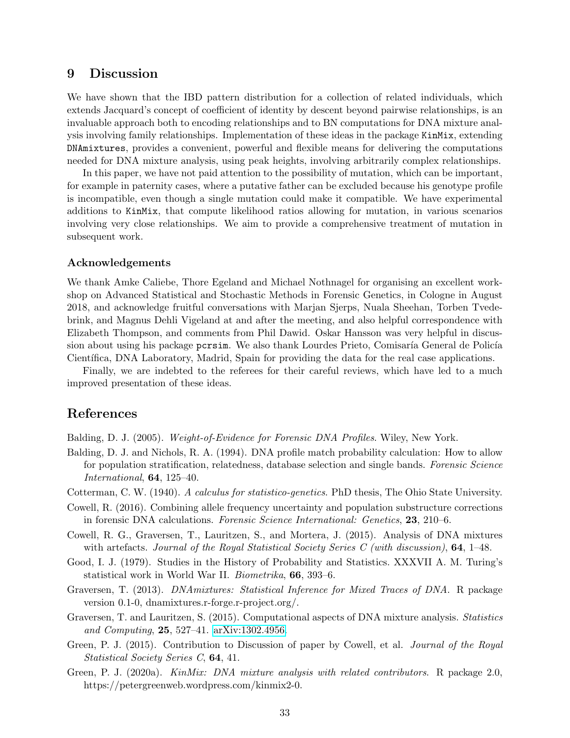# 9 Discussion

We have shown that the IBD pattern distribution for a collection of related individuals, which extends Jacquard's concept of coefficient of identity by descent beyond pairwise relationships, is an invaluable approach both to encoding relationships and to BN computations for DNA mixture analysis involving family relationships. Implementation of these ideas in the package `KinMix`, extending `DNAmixtures`, provides a convenient, powerful and flexible means for delivering the computations needed for DNA mixture analysis, using peak heights, involving arbitrarily complex relationships.

In this paper, we have not paid attention to the possibility of mutation, which can be important, for example in paternity cases, where a putative father can be excluded because his genotype profile is incompatible, even though a single mutation could make it compatible. We have experimental additions to `KinMix`, that compute likelihood ratios allowing for mutation, in various scenarios involving very close relationships. We aim to provide a comprehensive treatment of mutation in subsequent work.

### Acknowledgements

We thank Amke Caliebe, Thore Egeland and Michael Nothnagel for organising an excellent workshop on Advanced Statistical and Stochastic Methods in Forensic Genetics, in Cologne in August 2018, and acknowledge fruitful conversations with Marjan Sjerps, Nuala Sheehan, Torben Tvedebrink, and Magnus Dehli Vigeland at and after the meeting, and also helpful correspondence with Elizabeth Thompson, and comments from Phil Dawid. Oskar Hansson was very helpful in discussion about using his package `pcrsim`. We also thank Lourdes Prieto, Comisaría General de Policía Científica, DNA Laboratory, Madrid, Spain for providing the data for the real case applications.

Finally, we are indebted to the referees for their careful reviews, which have led to a much improved presentation of these ideas.

# References

Balding, D. J. (2005). *Weight-of-Evidence for Forensic DNA Profiles*. Wiley, New York.

Balding, D. J. and Nichols, R. A. (1994). DNA profile match probability calculation: How to allow for population stratification, relatedness, database selection and single bands. *Forensic Science International*, **64**, 125–40.

Cotterman, C. W. (1940). *A calculus for statistico-genetics*. PhD thesis, The Ohio State University.

Cowell, R. (2016). Combining allele frequency uncertainty and population substructure corrections in forensic DNA calculations. *Forensic Science International: Genetics*, **23**, 210–6.

Cowell, R. G., Graversen, T., Lauritzen, S., and Mortera, J. (2015). Analysis of DNA mixtures with artefacts. *Journal of the Royal Statistical Society Series C (with discussion)*, **64**, 1–48.

Good, I. J. (1979). Studies in the History of Probability and Statistics. XXXVII A. M. Turing's statistical work in World War II. *Biometrika*, **66**, 393–6.

Graversen, T. (2013). *DNAmixtures: Statistical Inference for Mixed Traces of DNA*. R package version 0.1-0, dnamixtures.r-forge.r-project.org/.

Graversen, T. and Lauritzen, S. (2015). Computational aspects of DNA mixture analysis. *Statistics and Computing*, **25**, 527–41. arXiv:1302.4956.

Green, P. J. (2015). Contribution to Discussion of paper by Cowell, et al. *Journal of the Royal Statistical Society Series C*, **64**, 41.

Green, P. J. (2020a). *KinMix: DNA mixture analysis with related contributors*. R package 2.0, https://petergreenweb.wordpress.com/kinmix2-0.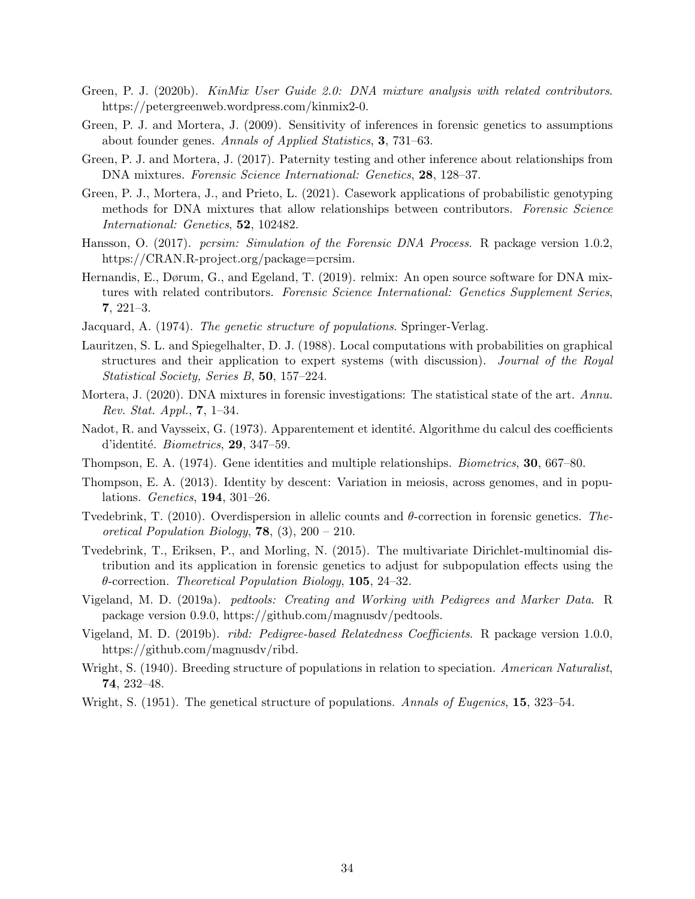Green, P. J. (2020b). *KinMix User Guide 2.0: DNA mixture analysis with related contributors*. https://petergreenweb.wordpress.com/kinmix2-0.

Green, P. J. and Mortera, J. (2009). Sensitivity of inferences in forensic genetics to assumptions about founder genes. *Annals of Applied Statistics*, **3**, 731–63.

Green, P. J. and Mortera, J. (2017). Paternity testing and other inference about relationships from DNA mixtures. *Forensic Science International: Genetics*, **28**, 128–37.

Green, P. J., Mortera, J., and Prieto, L. (2021). Casework applications of probabilistic genotyping methods for DNA mixtures that allow relationships between contributors. *Forensic Science International: Genetics*, **52**, 102482.

Hansson, O. (2017). *pcrsim: Simulation of the Forensic DNA Process*. R package version 1.0.2, https://CRAN.R-project.org/package=pcrsim.

Hernandis, E., Dørum, G., and Egeland, T. (2019). relmix: An open source software for DNA mixtures with related contributors. *Forensic Science International: Genetics Supplement Series*, **7**, 221–3.

Jacquard, A. (1974). *The genetic structure of populations*. Springer-Verlag.

Lauritzen, S. L. and Spiegelhalter, D. J. (1988). Local computations with probabilities on graphical structures and their application to expert systems (with discussion). *Journal of the Royal Statistical Society, Series B*, **50**, 157–224.

Mortera, J. (2020). DNA mixtures in forensic investigations: The statistical state of the art. *Annu. Rev. Stat. Appl.*, **7**, 1–34.

Nadot, R. and Vaysseix, G. (1973). Apparentement et identité. Algorithme du calcul des coefficients d'identité. *Biometrics*, **29**, 347–59.

Thompson, E. A. (1974). Gene identities and multiple relationships. *Biometrics*, **30**, 667–80.

Thompson, E. A. (2013). Identity by descent: Variation in meiosis, across genomes, and in populations. *Genetics*, **194**, 301–26.

Tvedebrink, T. (2010). Overdispersion in allelic counts and $\theta$-correction in forensic genetics. *Theoretical Population Biology*, **78**, (3), 200 – 210.

Tvedebrink, T., Eriksen, P., and Morling, N. (2015). The multivariate Dirichlet-multinomial distribution and its application in forensic genetics to adjust for subpopulation effects using the $\theta$-correction. *Theoretical Population Biology*, **105**, 24–32.

Vigeland, M. D. (2019a). *pedtools: Creating and Working with Pedigrees and Marker Data*. R package version 0.9.0, https://github.com/magnusdv/pedtools.

Vigeland, M. D. (2019b). *ribd: Pedigree-based Relatedness Coefficients*. R package version 1.0.0, https://github.com/magnusdv/ribd.

Wright, S. (1940). Breeding structure of populations in relation to speciation. *American Naturalist*, **74**, 232–48.

Wright, S. (1951). The genetical structure of populations. *Annals of Eugenics*, **15**, 323–54.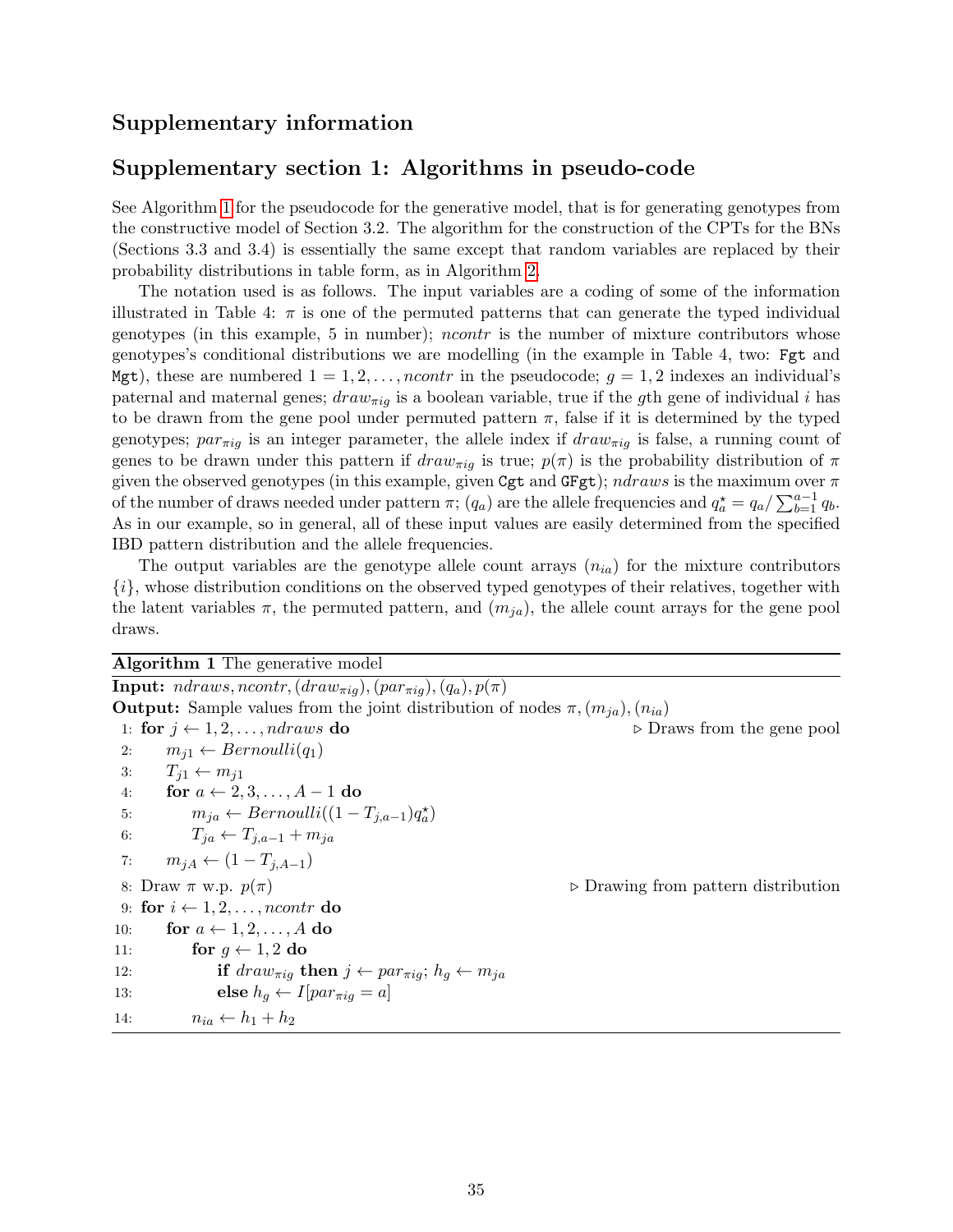## Supplementary information

## Supplementary section 1: Algorithms in pseudo-code

See Algorithm 1 for the pseudocode for the generative model, that is for generating genotypes from the constructive model of Section 3.2. The algorithm for the construction of the CPTs for the BNs (Sections 3.3 and 3.4) is essentially the same except that random variables are replaced by their probability distributions in table form, as in Algorithm 2.

The notation used is as follows. The input variables are a coding of some of the information illustrated in Table 4: $\pi$ is one of the permuted patterns that can generate the typed individual genotypes (in this example, 5 in number); $ncontr$ is the number of mixture contributors whose genotypes's conditional distributions we are modelling (in the example in Table 4, two: `Fgt` and `Mgt`), these are numbered $1 = 1, 2, \ldots, ncontr$ in the pseudocode; $g = 1, 2$ indexes an individual's paternal and maternal genes; $draw_{\pi ig}$ is a boolean variable, true if the $g$th gene of individual $i$ has to be drawn from the gene pool under permuted pattern $\pi$, false if it is determined by the typed genotypes; $par_{\pi ig}$ is an integer parameter, the allele index if $draw_{\pi ig}$ is false, a running count of genes to be drawn under this pattern if $draw_{\pi ig}$ is true; $p(\pi)$ is the probability distribution of $\pi$ given the observed genotypes (in this example, given `Cgt` and `GFgt`); $ndraws$ is the maximum over $\pi$ of the number of draws needed under pattern $\pi$; $(q_a)$ are the allele frequencies and $q^\star_a = q_a / \sum_{b=1}^{a-1} q_b$. As in our example, so in general, all of these input values are easily determined from the specified IBD pattern distribution and the allele frequencies.

The output variables are the genotype allele count arrays $(n_{ia})$ for the mixture contributors $\{i\}$, whose distribution conditions on the observed typed genotypes of their relatives, together with the latent variables $\pi$, the permuted pattern, and $(m_{ja})$, the allele count arrays for the gene pool draws.

**Algorithm 1** The generative model

**Input:** $ndraws, ncontr, (draw_{\pi ig}), (par_{\pi ig}), (q_a), p(\pi)$

**Output:** Sample values from the joint distribution of nodes $\pi, (m_{ja}), (n_{ia})$

```
 1: for j ← 1, 2, ..., ndraws do                          ▷ Draws from the gene pool
 2:     m_j1 ← Bernoulli(q_1)
 3:     T_j1 ← m_j1
 4:     for a ← 2, 3, ..., A − 1 do
 5:         m_ja ← Bernoulli((1 − T_j,a−1) q*_a)
 6:         T_ja ← T_j,a−1 + m_ja
 7:     m_jA ← (1 − T_j,A−1)
 8: Draw π w.p. p(π)                                      ▷ Drawing from pattern distribution
 9: for i ← 1, 2, ..., ncontr do
10:     for a ← 1, 2, ..., A do
11:         for g ← 1, 2 do
12:             if draw_πig then j ← par_πig; h_g ← m_ja
13:             else h_g ← I[par_πig = a]
14:         n_ia ← h_1 + h_2
```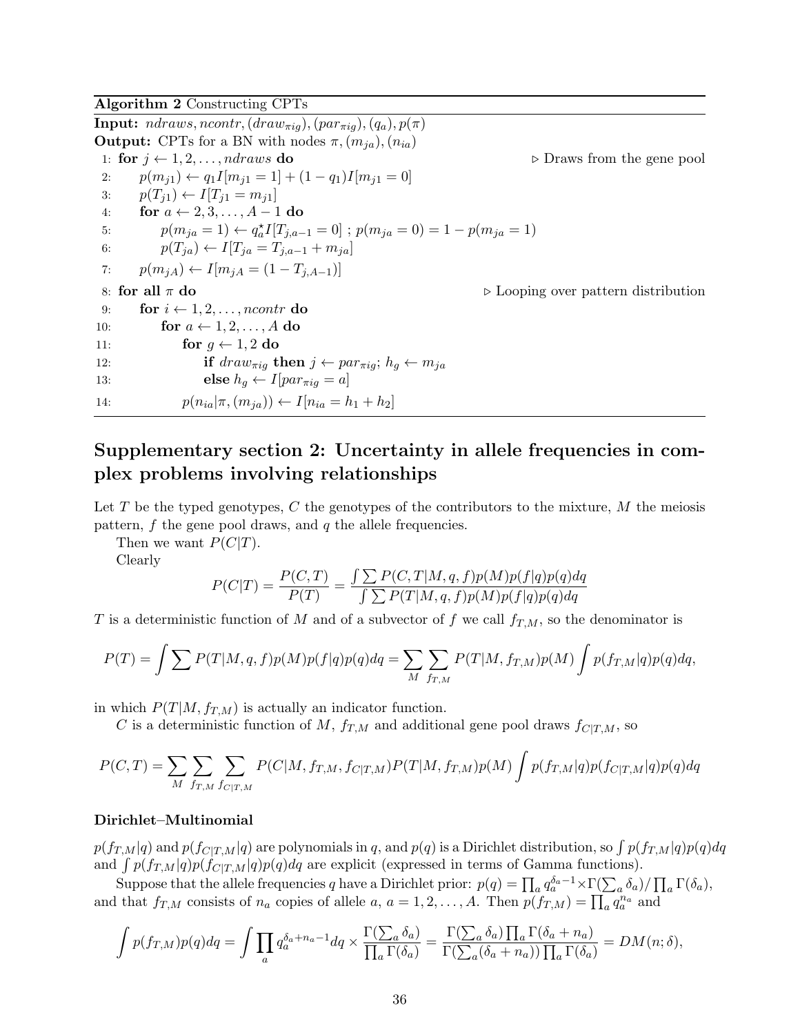**Algorithm 2** Constructing CPTs

```
Input: ndraws, ncontr, (draw_πig), (par_πig), (q_a), p(π)
Output: CPTs for a BN with nodes π, (m_ja), (n_ia)
 1: for j ← 1, 2, ..., ndraws do                                  ▷ Draws from the gene pool
 2:     p(m_j1) ← q_1 I[m_j1 = 1] + (1 − q_1) I[m_j1 = 0]
 3:     p(T_j1) ← I[T_j1 = m_j1]
 4:     for a ← 2, 3, ..., A − 1 do
 5:         p(m_ja = 1) ← q*_a I[T_j,a−1 = 0] ; p(m_ja = 0) = 1 − p(m_ja = 1)
 6:         p(T_ja) ← I[T_ja = T_j,a−1 + m_ja]
 7:     p(m_jA) ← I[m_jA = (1 − T_j,A−1)]
 8: for all π do                                                 ▷ Looping over pattern distribution
 9:     for i ← 1, 2, ..., ncontr do
10:         for a ← 1, 2, ..., A do
11:             for g ← 1, 2 do
12:                 if draw_πig then j ← par_πig; h_g ← m_ja
13:                 else h_g ← I[par_πig = a]
14:             p(n_ia | π, (m_ja)) ← I[n_ia = h_1 + h_2]
```

## Supplementary section 2: Uncertainty in allele frequencies in complex problems involving relationships

Let $T$ be the typed genotypes, $C$ the genotypes of the contributors to the mixture, $M$ the meiosis pattern, $f$ the gene pool draws, and $q$ the allele frequencies.

Then we want $P(C|T)$.

Clearly

$$P(C|T) = \frac{P(C,T)}{P(T)} = \frac{\int \sum P(C,T|M,q,f)p(M)p(f|q)p(q)dq}{\int \sum P(T|M,q,f)p(M)p(f|q)p(q)dq}$$

$T$ is a deterministic function of $M$ and of a subvector of $f$ we call $f_{T,M}$, so the denominator is

$$P(T) = \int \sum P(T|M,q,f)p(M)p(f|q)p(q)dq = \sum_M \sum_{f_{T,M}} P(T|M,f_{T,M})p(M) \int p(f_{T,M}|q)p(q)dq,$$

in which $P(T|M,f_{T,M})$ is actually an indicator function.

$C$ is a deterministic function of $M$, $f_{T,M}$ and additional gene pool draws $f_{C|T,M}$, so

$$P(C,T) = \sum_M \sum_{f_{T,M}} \sum_{f_{C|T,M}} P(C|M,f_{T,M},f_{C|T,M})P(T|M,f_{T,M})p(M) \int p(f_{T,M}|q)p(f_{C|T,M}|q)p(q)dq$$

### Dirichlet–Multinomial

$p(f_{T,M}|q)$ and $p(f_{C|T,M}|q)$ are polynomials in $q$, and $p(q)$ is a Dirichlet distribution, so $\int p(f_{T,M}|q)p(q)dq$ and $\int p(f_{T,M}|q)p(f_{C|T,M}|q)p(q)dq$ are explicit (expressed in terms of Gamma functions).

Suppose that the allele frequencies $q$ have a Dirichlet prior: $p(q) = \prod_a q_a^{\delta_a - 1} \times \Gamma(\sum_a \delta_a)/\prod_a \Gamma(\delta_a)$, and that $f_{T,M}$ consists of $n_a$ copies of allele $a$, $a = 1, 2, \ldots, A$. Then $p(f_{T,M}) = \prod_a q_a^{n_a}$ and

$$\int p(f_{T,M})p(q)dq = \int \prod_a q_a^{\delta_a + n_a - 1} dq \times \frac{\Gamma(\sum_a \delta_a)}{\prod_a \Gamma(\delta_a)} = \frac{\Gamma(\sum_a \delta_a)\prod_a \Gamma(\delta_a + n_a)}{\Gamma(\sum_a(\delta_a + n_a))\prod_a \Gamma(\delta_a)} = DM(n;\delta),$$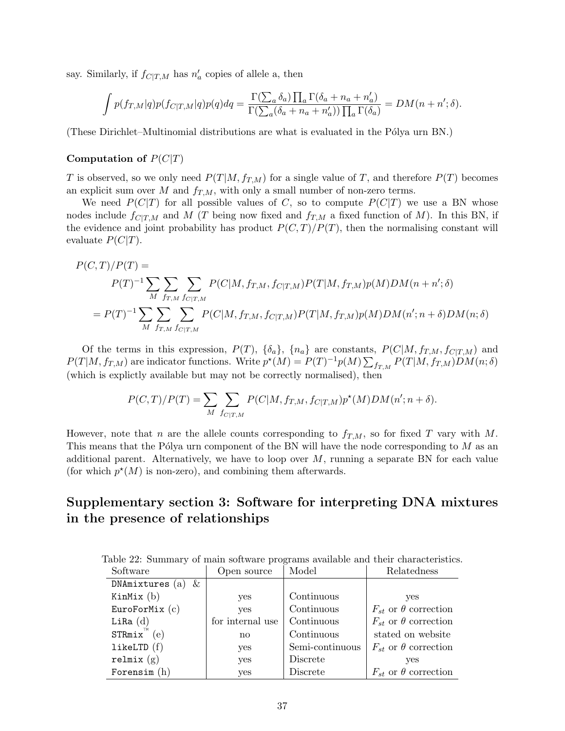say. Similarly, if $f_{C|T,M}$ has $n'_a$ copies of allele a, then

$$\int p(f_{T,M}|q)p(f_{C|T,M}|q)p(q)dq = \frac{\Gamma(\sum_a \delta_a)\prod_a \Gamma(\delta_a + n_a + n'_a)}{\Gamma(\sum_a(\delta_a + n_a + n'_a))\prod_a \Gamma(\delta_a)} = DM(n+n';\delta).$$

(These Dirichlet–Multinomial distributions are what is evaluated in the Pólya urn BN.)

### Computation of $P(C|T)$

$T$ is observed, so we only need $P(T|M, f_{T,M})$ for a single value of $T$, and therefore $P(T)$ becomes an explicit sum over $M$ and $f_{T,M}$, with only a small number of non-zero terms.

We need $P(C|T)$ for all possible values of $C$, so to compute $P(C|T)$ we use a BN whose nodes include $f_{C|T,M}$ and $M$ ($T$ being now fixed and $f_{T,M}$ a fixed function of $M$). In this BN, if the evidence and joint probability has product $P(C,T)/P(T)$, then the normalising constant will evaluate $P(C|T)$.

$$\begin{aligned}
P(C,T)/P(T) = & \\
& P(T)^{-1}\sum_{M}\sum_{f_{T,M}}\sum_{f_{C|T,M}} P(C|M, f_{T,M}, f_{C|T,M})P(T|M, f_{T,M})p(M)DM(n+n';\delta) \\
= & \, P(T)^{-1}\sum_{M}\sum_{f_{T,M}}\sum_{f_{C|T,M}} P(C|M, f_{T,M}, f_{C|T,M})P(T|M, f_{T,M})p(M)DM(n'; n+\delta)DM(n;\delta)
\end{aligned}$$

Of the terms in this expression, $P(T)$, $\{\delta_a\}$, $\{n_a\}$ are constants, $P(C|M, f_{T,M}, f_{C|T,M})$ and $P(T|M, f_{T,M})$ are indicator functions. Write $p^\star(M) = P(T)^{-1}p(M)\sum_{f_{T,M}} P(T|M, f_{T,M})DM(n;\delta)$ (which is explictly available but may not be correctly normalised), then

$$P(C,T)/P(T) = \sum_{M}\sum_{f_{C|T,M}} P(C|M, f_{T,M}, f_{C|T,M})p^\star(M)DM(n'; n+\delta).$$

However, note that $n$ are the allele counts corresponding to $f_{T,M}$, so for fixed $T$ vary with $M$. This means that the Pólya urn component of the BN will have the node corresponding to $M$ as an additional parent. Alternatively, we have to loop over $M$, running a separate BN for each value (for which $p^\star(M)$ is non-zero), and combining them afterwards.

## Supplementary section 3: Software for interpreting DNA mixtures in the presence of relationships

Table 22: Summary of main software programs available and their characteristics.

| Software | Open source | Model | Relatedness |
|---|---|---|---|
| `DNAmixtures` (a) & `KinMix` (b) | yes | Continuous | yes |
| `EuroForMix` (c) | yes | Continuous | $F_{st}$ or $\theta$ correction |
| `LiRa` (d) | for internal use | Continuous | $F_{st}$ or $\theta$ correction |
| `STRmix`™ (e) | no | Continuous | stated on website |
| `likeLTD` (f) | yes | Semi-continuous | $F_{st}$ or $\theta$ correction |
| `relmix` (g) | yes | Discrete | yes |
| `Forensim` (h) | yes | Discrete | $F_{st}$ or $\theta$ correction |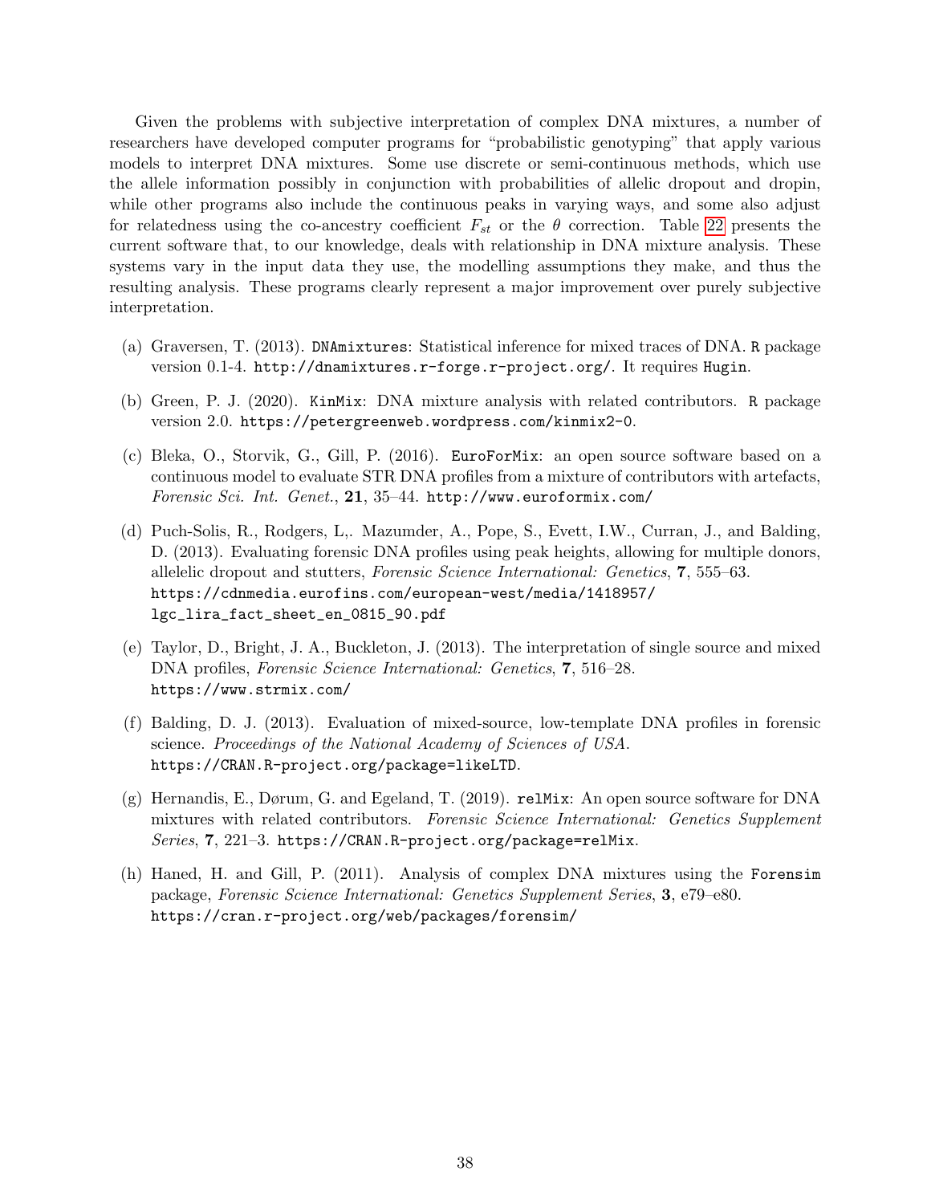Given the problems with subjective interpretation of complex DNA mixtures, a number of researchers have developed computer programs for "probabilistic genotyping" that apply various models to interpret DNA mixtures. Some use discrete or semi-continuous methods, which use the allele information possibly in conjunction with probabilities of allelic dropout and dropin, while other programs also include the continuous peaks in varying ways, and some also adjust for relatedness using the co-ancestry coefficient $F_{st}$ or the $\theta$ correction. Table 22 presents the current software that, to our knowledge, deals with relationship in DNA mixture analysis. These systems vary in the input data they use, the modelling assumptions they make, and thus the resulting analysis. These programs clearly represent a major improvement over purely subjective interpretation.

(a) Graversen, T. (2013). `DNAmixtures`: Statistical inference for mixed traces of DNA. `R` package version 0.1-4. `http://dnamixtures.r-forge.r-project.org/`. It requires `Hugin`.

(b) Green, P. J. (2020). `KinMix`: DNA mixture analysis with related contributors. `R` package version 2.0. `https://petergreenweb.wordpress.com/kinmix2-0`.

(c) Bleka, O., Storvik, G., Gill, P. (2016). `EuroForMix`: an open source software based on a continuous model to evaluate STR DNA profiles from a mixture of contributors with artefacts, *Forensic Sci. Int. Genet.*, **21**, 35–44. `http://www.euroformix.com/`

(d) Puch-Solis, R., Rodgers, L,. Mazumder, A., Pope, S., Evett, I.W., Curran, J., and Balding, D. (2013). Evaluating forensic DNA profiles using peak heights, allowing for multiple donors, allelelic dropout and stutters, *Forensic Science International: Genetics*, **7**, 555–63. `https://cdnmedia.eurofins.com/european-west/media/1418957/lgc_lira_fact_sheet_en_0815_90.pdf`

(e) Taylor, D., Bright, J. A., Buckleton, J. (2013). The interpretation of single source and mixed DNA profiles, *Forensic Science International: Genetics*, **7**, 516–28. `https://www.strmix.com/`

(f) Balding, D. J. (2013). Evaluation of mixed-source, low-template DNA profiles in forensic science. *Proceedings of the National Academy of Sciences of USA*. `https://CRAN.R-project.org/package=likeLTD`.

(g) Hernandis, E., Dørum, G. and Egeland, T. (2019). `relMix`: An open source software for DNA mixtures with related contributors. *Forensic Science International: Genetics Supplement Series*, **7**, 221–3. `https://CRAN.R-project.org/package=relMix`.

(h) Haned, H. and Gill, P. (2011). Analysis of complex DNA mixtures using the `Forensim` package, *Forensic Science International: Genetics Supplement Series*, **3**, e79–e80. `https://cran.r-project.org/web/packages/forensim/`